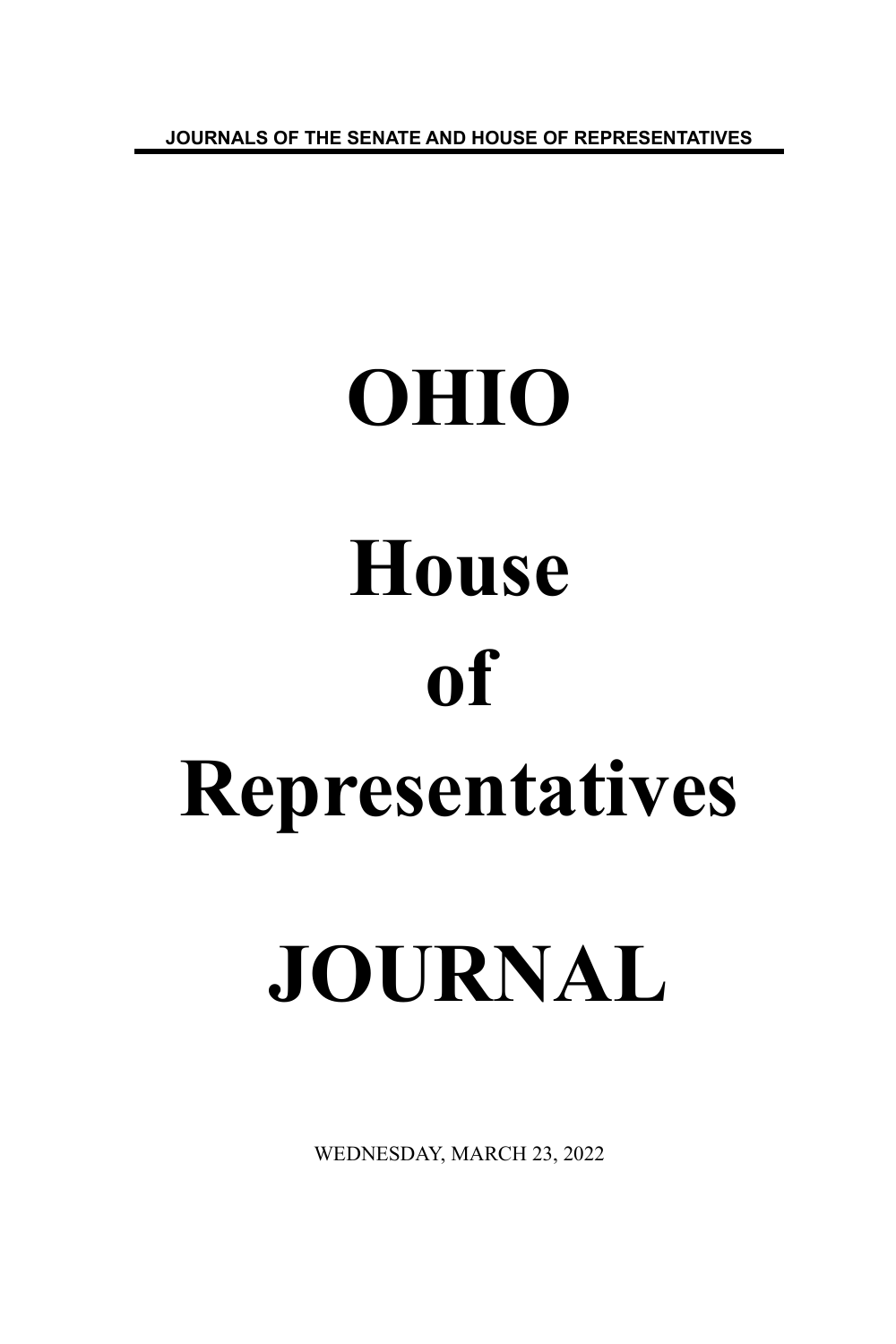JOURNALS OF THE SENATE AND HOUSE OF REPRESENTATIVES

# OHIO

# House

# of

# Representatives

# JOURNAL

WEDNESDAY, MARCH 23, 2022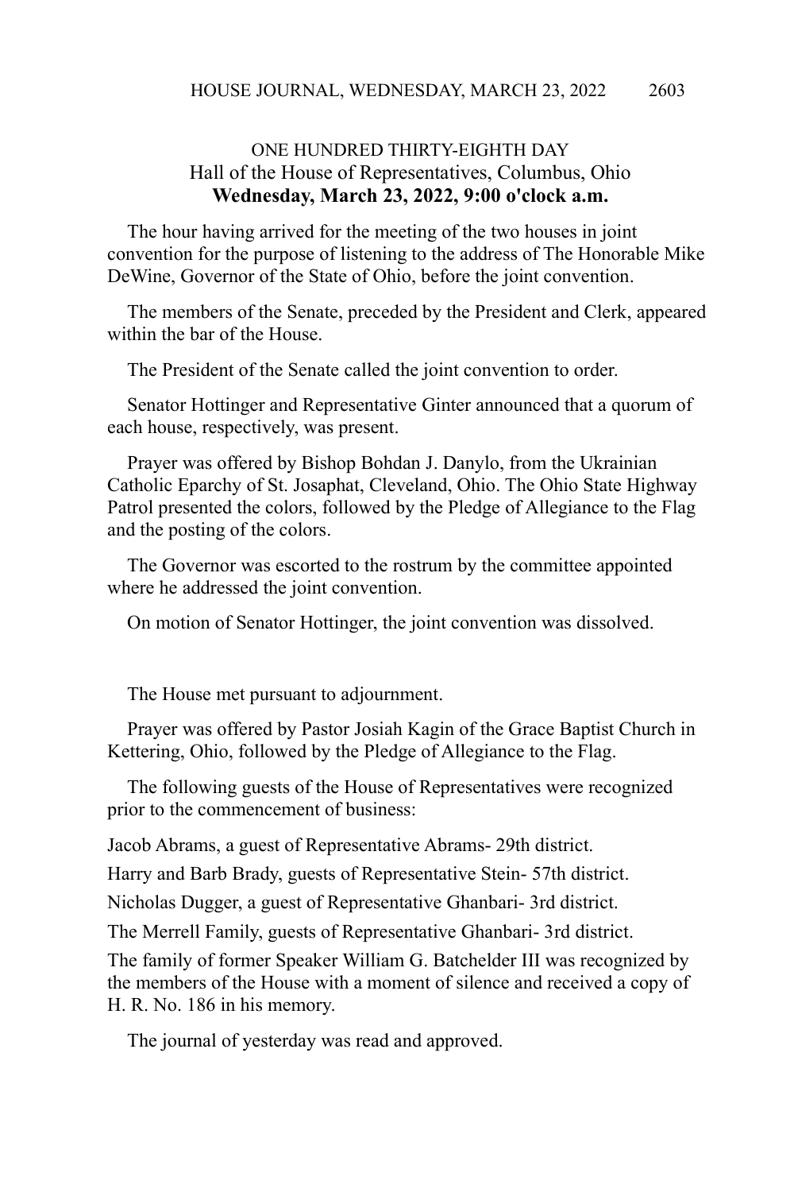## ONE HUNDRED THIRTY-EIGHTH DAY
### Hall of the House of Representatives, Columbus, Ohio
**Wednesday, March 23, 2022, 9:00 o'clock a.m.**

The hour having arrived for the meeting of the two houses in joint convention for the purpose of listening to the address of The Honorable Mike DeWine, Governor of the State of Ohio, before the joint convention.

The members of the Senate, preceded by the President and Clerk, appeared within the bar of the House.

The President of the Senate called the joint convention to order.

Senator Hottinger and Representative Ginter announced that a quorum of each house, respectively, was present.

Prayer was offered by Bishop Bohdan J. Danylo, from the Ukrainian Catholic Eparchy of St. Josaphat, Cleveland, Ohio. The Ohio State Highway Patrol presented the colors, followed by the Pledge of Allegiance to the Flag and the posting of the colors.

The Governor was escorted to the rostrum by the committee appointed where he addressed the joint convention.

On motion of Senator Hottinger, the joint convention was dissolved.

The House met pursuant to adjournment.

Prayer was offered by Pastor Josiah Kagin of the Grace Baptist Church in Kettering, Ohio, followed by the Pledge of Allegiance to the Flag.

The following guests of the House of Representatives were recognized prior to the commencement of business:

Jacob Abrams, a guest of Representative Abrams- 29th district.

Harry and Barb Brady, guests of Representative Stein- 57th district.

Nicholas Dugger, a guest of Representative Ghanbari- 3rd district.

The Merrell Family, guests of Representative Ghanbari- 3rd district.

The family of former Speaker William G. Batchelder III was recognized by the members of the House with a moment of silence and received a copy of H. R. No. 186 in his memory.

The journal of yesterday was read and approved.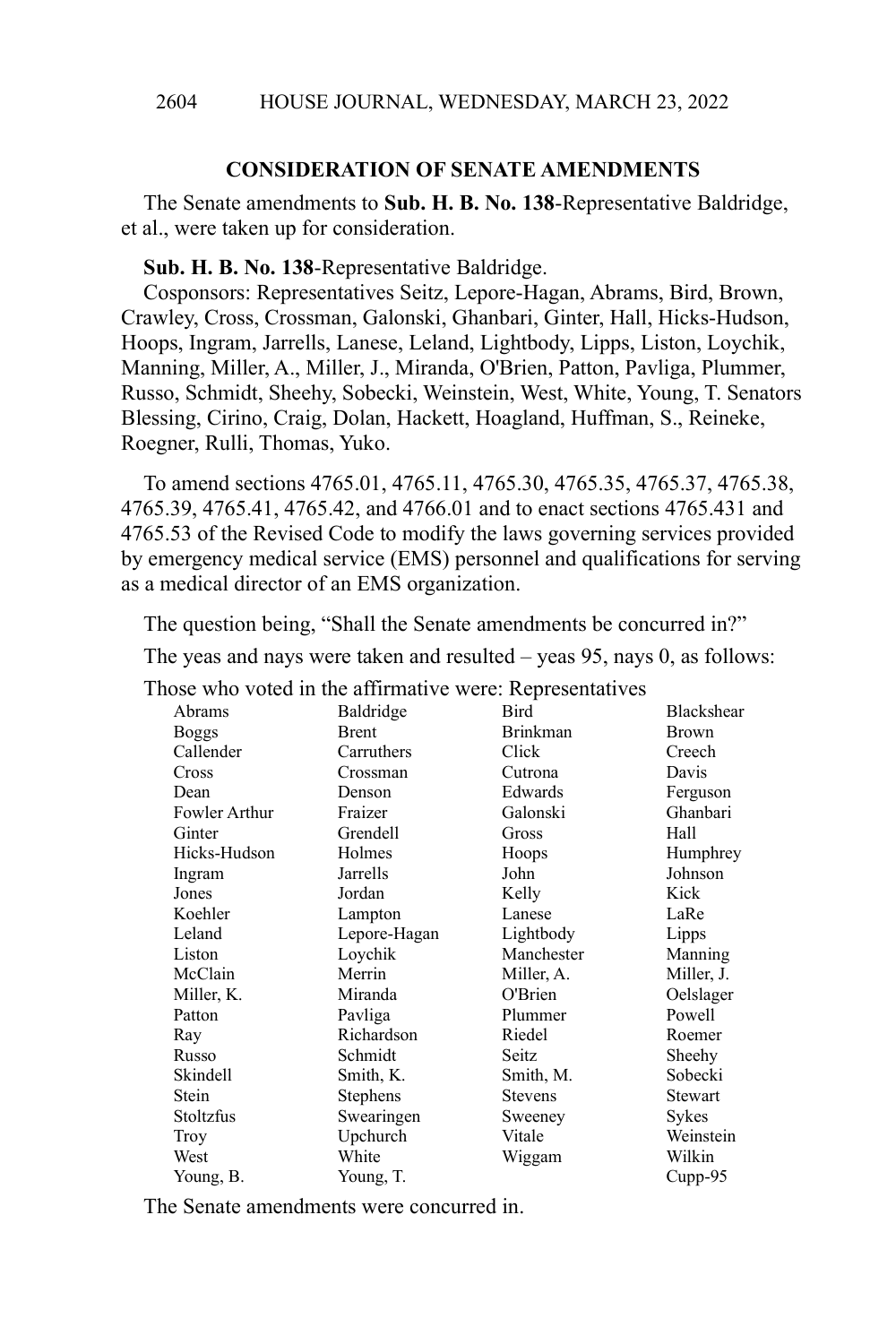## CONSIDERATION OF SENATE AMENDMENTS

The Senate amendments to **Sub. H. B. No. 138**-Representative Baldridge, et al., were taken up for consideration.

**Sub. H. B. No. 138**-Representative Baldridge.

Cosponsors: Representatives Seitz, Lepore-Hagan, Abrams, Bird, Brown, Crawley, Cross, Crossman, Galonski, Ghanbari, Ginter, Hall, Hicks-Hudson, Hoops, Ingram, Jarrells, Lanese, Leland, Lightbody, Lipps, Liston, Loychik, Manning, Miller, A., Miller, J., Miranda, O'Brien, Patton, Pavliga, Plummer, Russo, Schmidt, Sheehy, Sobecki, Weinstein, West, White, Young, T. Senators Blessing, Cirino, Craig, Dolan, Hackett, Hoagland, Huffman, S., Reineke, Roegner, Rulli, Thomas, Yuko.

To amend sections 4765.01, 4765.11, 4765.30, 4765.35, 4765.37, 4765.38, 4765.39, 4765.41, 4765.42, and 4766.01 and to enact sections 4765.431 and 4765.53 of the Revised Code to modify the laws governing services provided by emergency medical service (EMS) personnel and qualifications for serving as a medical director of an EMS organization.

The question being, "Shall the Senate amendments be concurred in?"

The yeas and nays were taken and resulted – yeas 95, nays 0, as follows:

Those who voted in the affirmative were: Representatives

| | | | |
|---|---|---|---|
| Abrams | Baldridge | Bird | Blackshear |
| Boggs | Brent | Brinkman | Brown |
| Callender | Carruthers | Click | Creech |
| Cross | Crossman | Cutrona | Davis |
| Dean | Denson | Edwards | Ferguson |
| Fowler Arthur | Fraizer | Galonski | Ghanbari |
| Ginter | Grendell | Gross | Hall |
| Hicks-Hudson | Holmes | Hoops | Humphrey |
| Ingram | Jarrells | John | Johnson |
| Jones | Jordan | Kelly | Kick |
| Koehler | Lampton | Lanese | LaRe |
| Leland | Lepore-Hagan | Lightbody | Lipps |
| Liston | Loychik | Manchester | Manning |
| McClain | Merrin | Miller, A. | Miller, J. |
| Miller, K. | Miranda | O'Brien | Oelslager |
| Patton | Pavliga | Plummer | Powell |
| Ray | Richardson | Riedel | Roemer |
| Russo | Schmidt | Seitz | Sheehy |
| Skindell | Smith, K. | Smith, M. | Sobecki |
| Stein | Stephens | Stevens | Stewart |
| Stoltzfus | Swearingen | Sweeney | Sykes |
| Troy | Upchurch | Vitale | Weinstein |
| West | White | Wiggam | Wilkin |
| Young, B. | Young, T. | | Cupp-95 |

The Senate amendments were concurred in.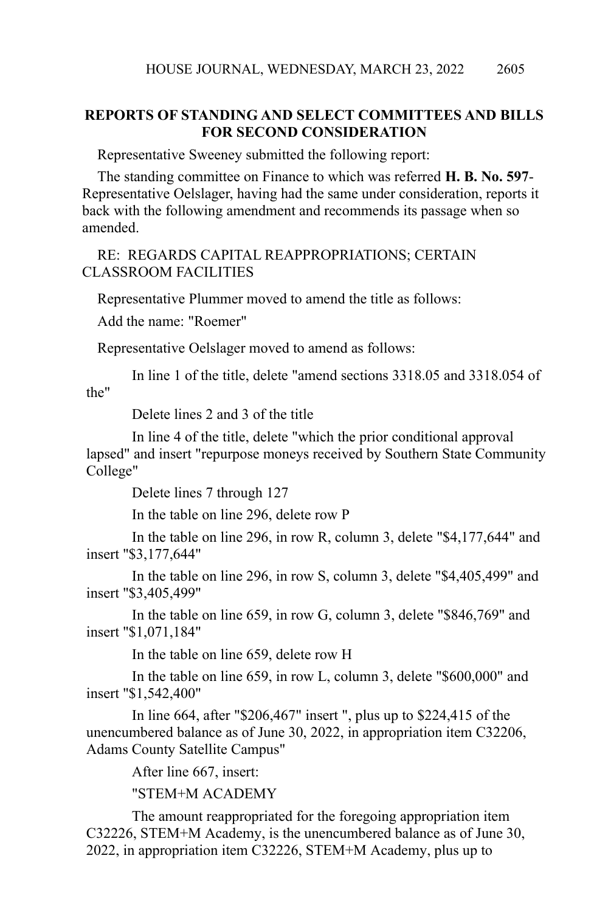## REPORTS OF STANDING AND SELECT COMMITTEES AND BILLS FOR SECOND CONSIDERATION

Representative Sweeney submitted the following report:

The standing committee on Finance to which was referred **H. B. No. 597**-Representative Oelslager, having had the same under consideration, reports it back with the following amendment and recommends its passage when so amended.

RE: REGARDS CAPITAL REAPPROPRIATIONS; CERTAIN CLASSROOM FACILITIES

Representative Plummer moved to amend the title as follows:

Add the name: "Roemer"

Representative Oelslager moved to amend as follows:

In line 1 of the title, delete "amend sections 3318.05 and 3318.054 of the"

Delete lines 2 and 3 of the title

In line 4 of the title, delete "which the prior conditional approval lapsed" and insert "repurpose moneys received by Southern State Community College"

Delete lines 7 through 127

In the table on line 296, delete row P

In the table on line 296, in row R, column 3, delete "$4,177,644" and insert "$3,177,644"

In the table on line 296, in row S, column 3, delete "$4,405,499" and insert "$3,405,499"

In the table on line 659, in row G, column 3, delete "$846,769" and insert "$1,071,184"

In the table on line 659, delete row H

In the table on line 659, in row L, column 3, delete "$600,000" and insert "$1,542,400"

In line 664, after "$206,467" insert ", plus up to $224,415 of the unencumbered balance as of June 30, 2022, in appropriation item C32206, Adams County Satellite Campus"

After line 667, insert:

"STEM+M ACADEMY

The amount reappropriated for the foregoing appropriation item C32226, STEM+M Academy, is the unencumbered balance as of June 30, 2022, in appropriation item C32226, STEM+M Academy, plus up to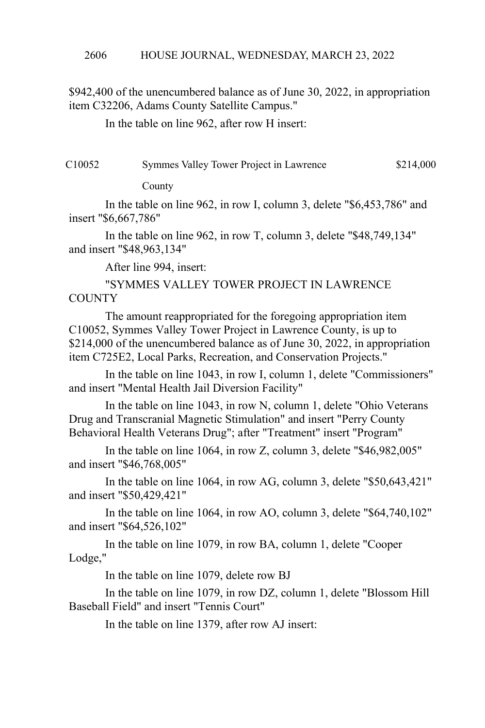$942,400 of the unencumbered balance as of June 30, 2022, in appropriation item C32206, Adams County Satellite Campus."

In the table on line 962, after row H insert:

| | | |
|---|---|---|
| C10052 | Symmes Valley Tower Project in Lawrence County | $214,000 |

In the table on line 962, in row I, column 3, delete "$6,453,786" and insert "$6,667,786"

In the table on line 962, in row T, column 3, delete "$48,749,134" and insert "$48,963,134"

After line 994, insert:

"SYMMES VALLEY TOWER PROJECT IN LAWRENCE COUNTY

The amount reappropriated for the foregoing appropriation item C10052, Symmes Valley Tower Project in Lawrence County, is up to $214,000 of the unencumbered balance as of June 30, 2022, in appropriation item C725E2, Local Parks, Recreation, and Conservation Projects."

In the table on line 1043, in row I, column 1, delete "Commissioners" and insert "Mental Health Jail Diversion Facility"

In the table on line 1043, in row N, column 1, delete "Ohio Veterans Drug and Transcranial Magnetic Stimulation" and insert "Perry County Behavioral Health Veterans Drug"; after "Treatment" insert "Program"

In the table on line 1064, in row Z, column 3, delete "$46,982,005" and insert "$46,768,005"

In the table on line 1064, in row AG, column 3, delete "$50,643,421" and insert "$50,429,421"

In the table on line 1064, in row AO, column 3, delete "$64,740,102" and insert "$64,526,102"

In the table on line 1079, in row BA, column 1, delete "Cooper Lodge,"

In the table on line 1079, delete row BJ

In the table on line 1079, in row DZ, column 1, delete "Blossom Hill Baseball Field" and insert "Tennis Court"

In the table on line 1379, after row AJ insert: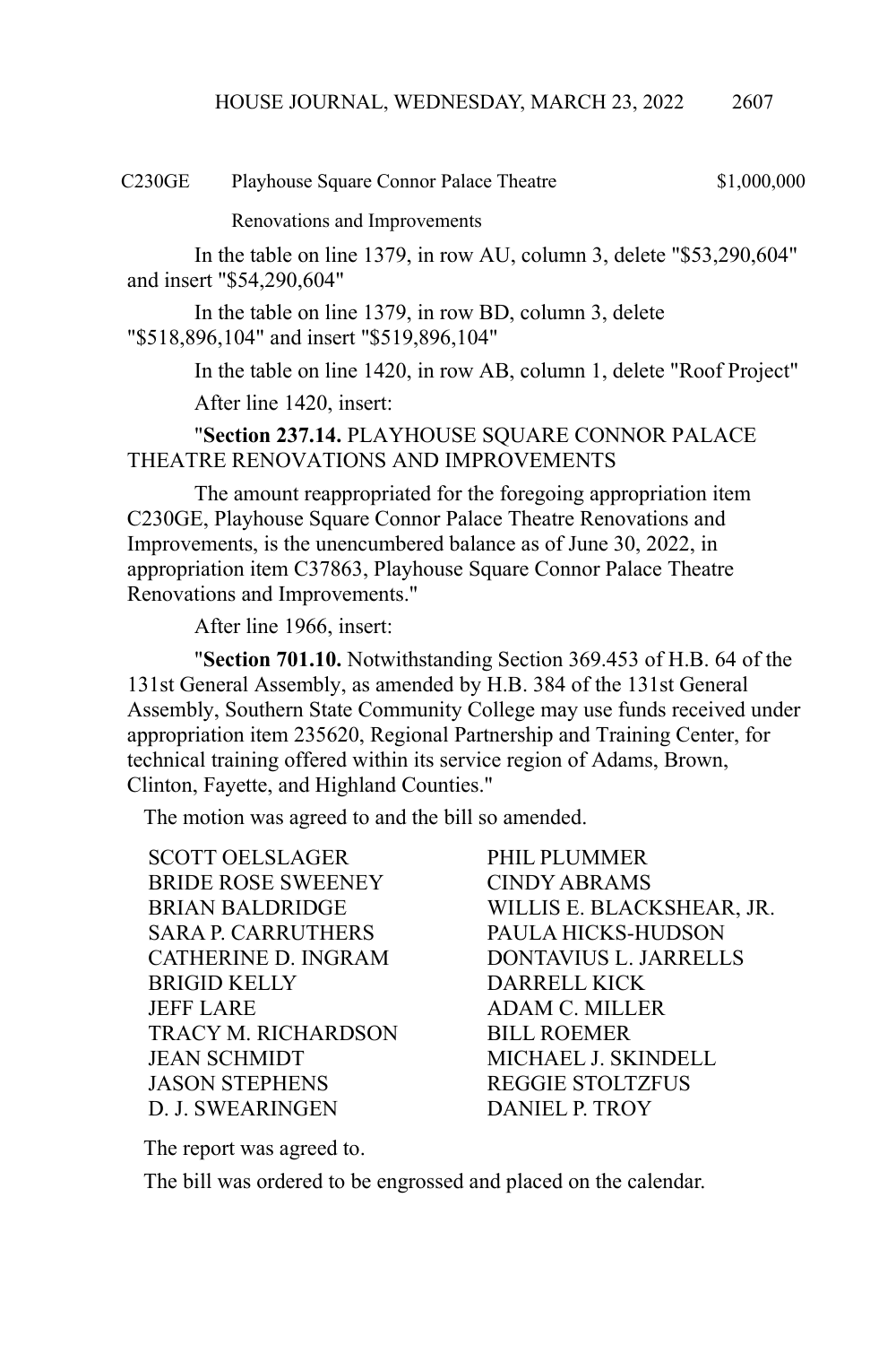| | | |
|---|---|---|
| C230GE | Playhouse Square Connor Palace Theatre Renovations and Improvements | $1,000,000 |

In the table on line 1379, in row AU, column 3, delete "$53,290,604" and insert "$54,290,604"

In the table on line 1379, in row BD, column 3, delete "$518,896,104" and insert "$519,896,104"

In the table on line 1420, in row AB, column 1, delete "Roof Project"

After line 1420, insert:

"**Section 237.14.** PLAYHOUSE SQUARE CONNOR PALACE THEATRE RENOVATIONS AND IMPROVEMENTS

The amount reappropriated for the foregoing appropriation item C230GE, Playhouse Square Connor Palace Theatre Renovations and Improvements, is the unencumbered balance as of June 30, 2022, in appropriation item C37863, Playhouse Square Connor Palace Theatre Renovations and Improvements."

After line 1966, insert:

"**Section 701.10.** Notwithstanding Section 369.453 of H.B. 64 of the 131st General Assembly, as amended by H.B. 384 of the 131st General Assembly, Southern State Community College may use funds received under appropriation item 235620, Regional Partnership and Training Center, for technical training offered within its service region of Adams, Brown, Clinton, Fayette, and Highland Counties."

The motion was agreed to and the bill so amended.

SCOTT OELSLAGER
PHIL PLUMMER
BRIDE ROSE SWEENEY
CINDY ABRAMS
BRIAN BALDRIDGE
WILLIS E. BLACKSHEAR, JR.
SARA P. CARRUTHERS
PAULA HICKS-HUDSON
CATHERINE D. INGRAM
DONTAVIUS L. JARRELLS
BRIGID KELLY
DARRELL KICK
JEFF LARE
ADAM C. MILLER
TRACY M. RICHARDSON
BILL ROEMER
JEAN SCHMIDT
MICHAEL J. SKINDELL
JASON STEPHENS
REGGIE STOLTZFUS
D. J. SWEARINGEN
DANIEL P. TROY

The report was agreed to.

The bill was ordered to be engrossed and placed on the calendar.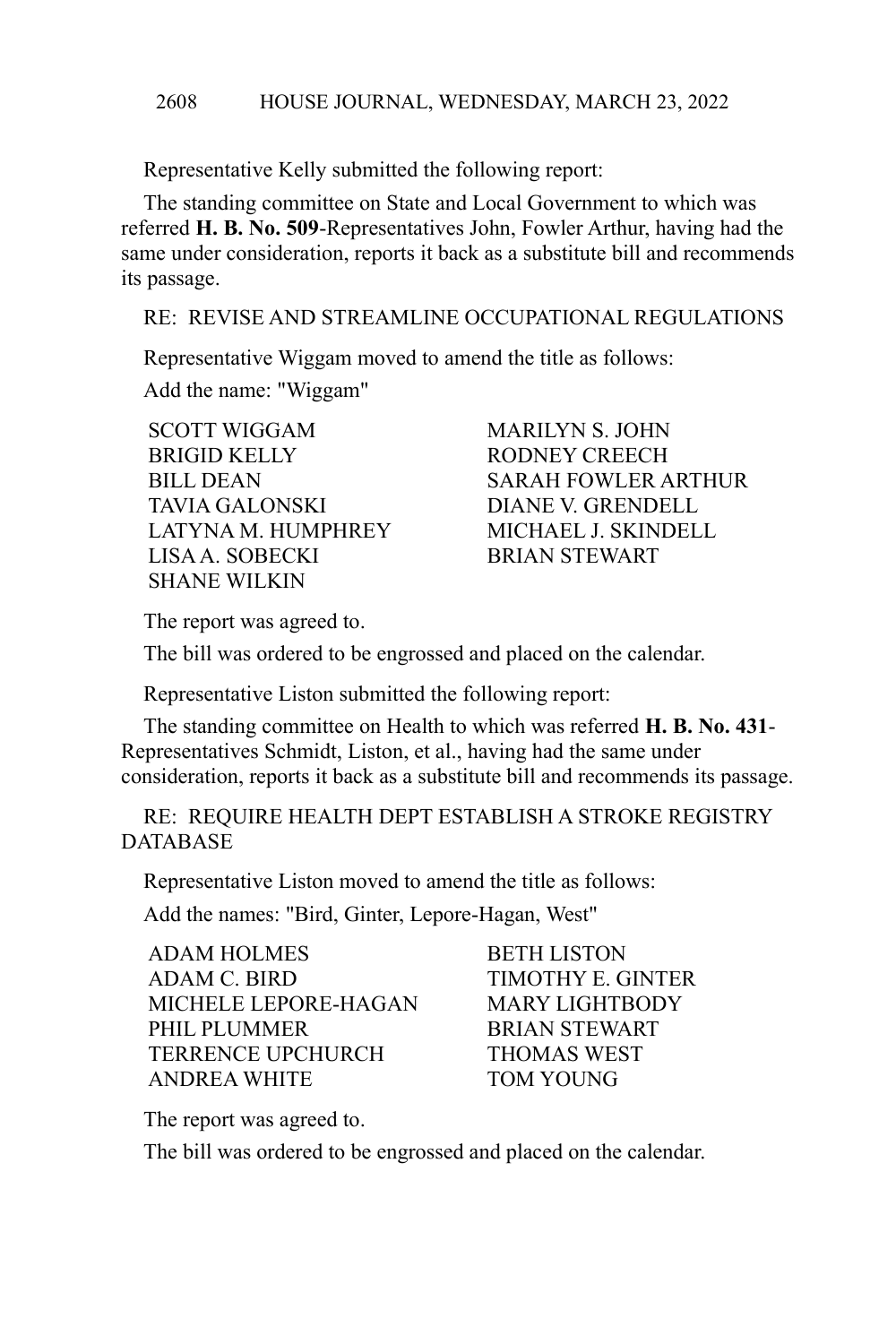Representative Kelly submitted the following report:

The standing committee on State and Local Government to which was referred **H. B. No. 509**-Representatives John, Fowler Arthur, having had the same under consideration, reports it back as a substitute bill and recommends its passage.

RE: REVISE AND STREAMLINE OCCUPATIONAL REGULATIONS

Representative Wiggam moved to amend the title as follows:

Add the name: "Wiggam"

| | |
|---|---|
| SCOTT WIGGAM | MARILYN S. JOHN |
| BRIGID KELLY | RODNEY CREECH |
| BILL DEAN | SARAH FOWLER ARTHUR |
| TAVIA GALONSKI | DIANE V. GRENDELL |
| LATYNA M. HUMPHREY | MICHAEL J. SKINDELL |
| LISA A. SOBECKI | BRIAN STEWART |
| SHANE WILKIN | |

The report was agreed to.

The bill was ordered to be engrossed and placed on the calendar.

Representative Liston submitted the following report:

The standing committee on Health to which was referred **H. B. No. 431**-Representatives Schmidt, Liston, et al., having had the same under consideration, reports it back as a substitute bill and recommends its passage.

RE: REQUIRE HEALTH DEPT ESTABLISH A STROKE REGISTRY DATABASE

Representative Liston moved to amend the title as follows:

Add the names: "Bird, Ginter, Lepore-Hagan, West"

| | |
|---|---|
| ADAM HOLMES | BETH LISTON |
| ADAM C. BIRD | TIMOTHY E. GINTER |
| MICHELE LEPORE-HAGAN | MARY LIGHTBODY |
| PHIL PLUMMER | BRIAN STEWART |
| TERRENCE UPCHURCH | THOMAS WEST |
| ANDREA WHITE | TOM YOUNG |

The report was agreed to.

The bill was ordered to be engrossed and placed on the calendar.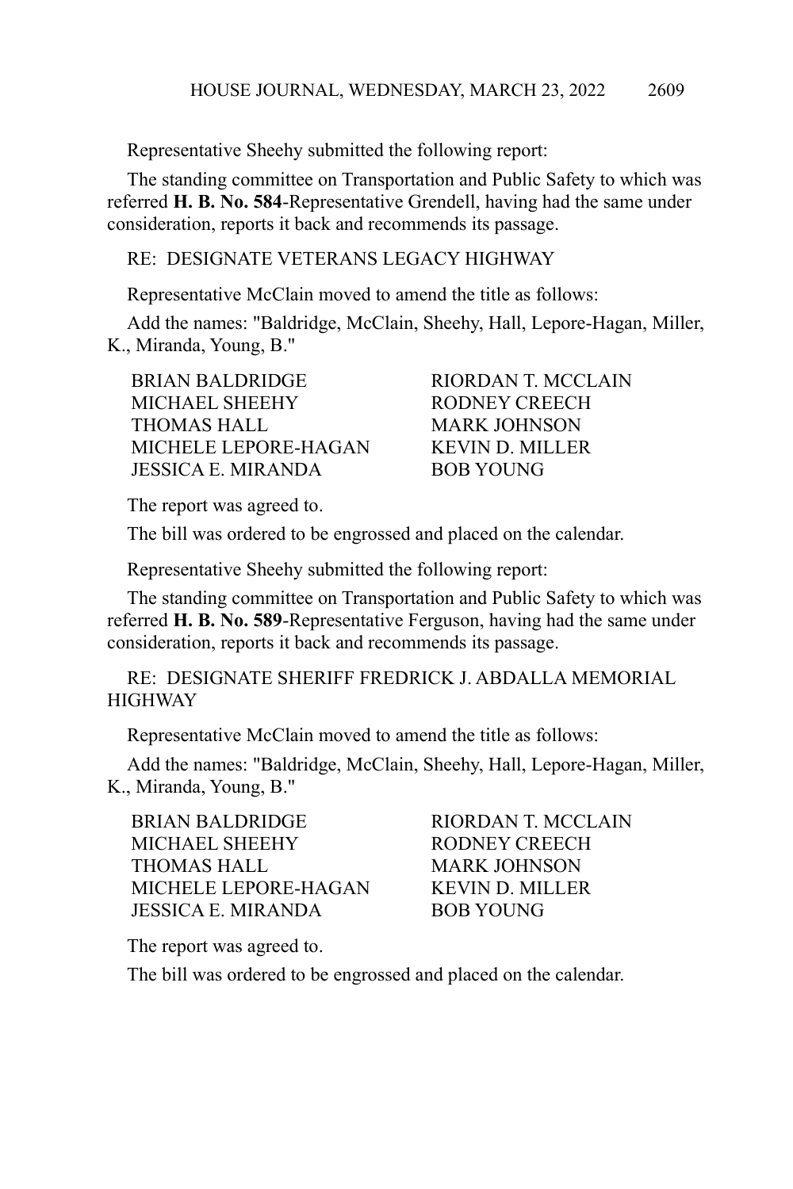Representative Sheehy submitted the following report:

The standing committee on Transportation and Public Safety to which was referred **H. B. No. 584**-Representative Grendell, having had the same under consideration, reports it back and recommends its passage.

RE: DESIGNATE VETERANS LEGACY HIGHWAY

Representative McClain moved to amend the title as follows:

Add the names: "Baldridge, McClain, Sheehy, Hall, Lepore-Hagan, Miller, K., Miranda, Young, B."

| | |
|---|---|
| BRIAN BALDRIDGE | RIORDAN T. MCCLAIN |
| MICHAEL SHEEHY | RODNEY CREECH |
| THOMAS HALL | MARK JOHNSON |
| MICHELE LEPORE-HAGAN | KEVIN D. MILLER |
| JESSICA E. MIRANDA | BOB YOUNG |

The report was agreed to.

The bill was ordered to be engrossed and placed on the calendar.

Representative Sheehy submitted the following report:

The standing committee on Transportation and Public Safety to which was referred **H. B. No. 589**-Representative Ferguson, having had the same under consideration, reports it back and recommends its passage.

RE: DESIGNATE SHERIFF FREDRICK J. ABDALLA MEMORIAL HIGHWAY

Representative McClain moved to amend the title as follows:

Add the names: "Baldridge, McClain, Sheehy, Hall, Lepore-Hagan, Miller, K., Miranda, Young, B."

| | |
|---|---|
| BRIAN BALDRIDGE | RIORDAN T. MCCLAIN |
| MICHAEL SHEEHY | RODNEY CREECH |
| THOMAS HALL | MARK JOHNSON |
| MICHELE LEPORE-HAGAN | KEVIN D. MILLER |
| JESSICA E. MIRANDA | BOB YOUNG |

The report was agreed to.

The bill was ordered to be engrossed and placed on the calendar.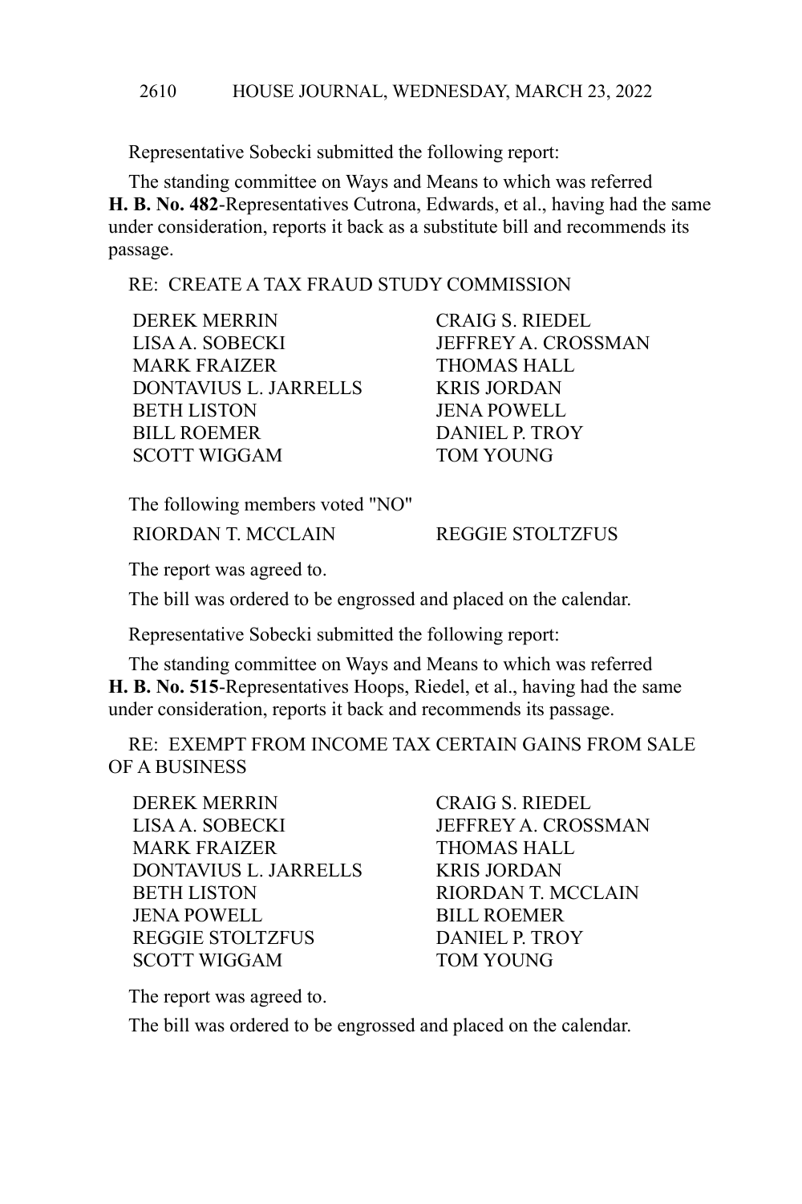Representative Sobecki submitted the following report:

The standing committee on Ways and Means to which was referred **H. B. No. 482**-Representatives Cutrona, Edwards, et al., having had the same under consideration, reports it back as a substitute bill and recommends its passage.

RE: CREATE A TAX FRAUD STUDY COMMISSION

| | |
|---|---|
| DEREK MERRIN | CRAIG S. RIEDEL |
| LISA A. SOBECKI | JEFFREY A. CROSSMAN |
| MARK FRAIZER | THOMAS HALL |
| DONTAVIUS L. JARRELLS | KRIS JORDAN |
| BETH LISTON | JENA POWELL |
| BILL ROEMER | DANIEL P. TROY |
| SCOTT WIGGAM | TOM YOUNG |

The following members voted "NO"

| | |
|---|---|
| RIORDAN T. MCCLAIN | REGGIE STOLTZFUS |

The report was agreed to.

The bill was ordered to be engrossed and placed on the calendar.

Representative Sobecki submitted the following report:

The standing committee on Ways and Means to which was referred **H. B. No. 515**-Representatives Hoops, Riedel, et al., having had the same under consideration, reports it back and recommends its passage.

RE: EXEMPT FROM INCOME TAX CERTAIN GAINS FROM SALE OF A BUSINESS

| | |
|---|---|
| DEREK MERRIN | CRAIG S. RIEDEL |
| LISA A. SOBECKI | JEFFREY A. CROSSMAN |
| MARK FRAIZER | THOMAS HALL |
| DONTAVIUS L. JARRELLS | KRIS JORDAN |
| BETH LISTON | RIORDAN T. MCCLAIN |
| JENA POWELL | BILL ROEMER |
| REGGIE STOLTZFUS | DANIEL P. TROY |
| SCOTT WIGGAM | TOM YOUNG |

The report was agreed to.

The bill was ordered to be engrossed and placed on the calendar.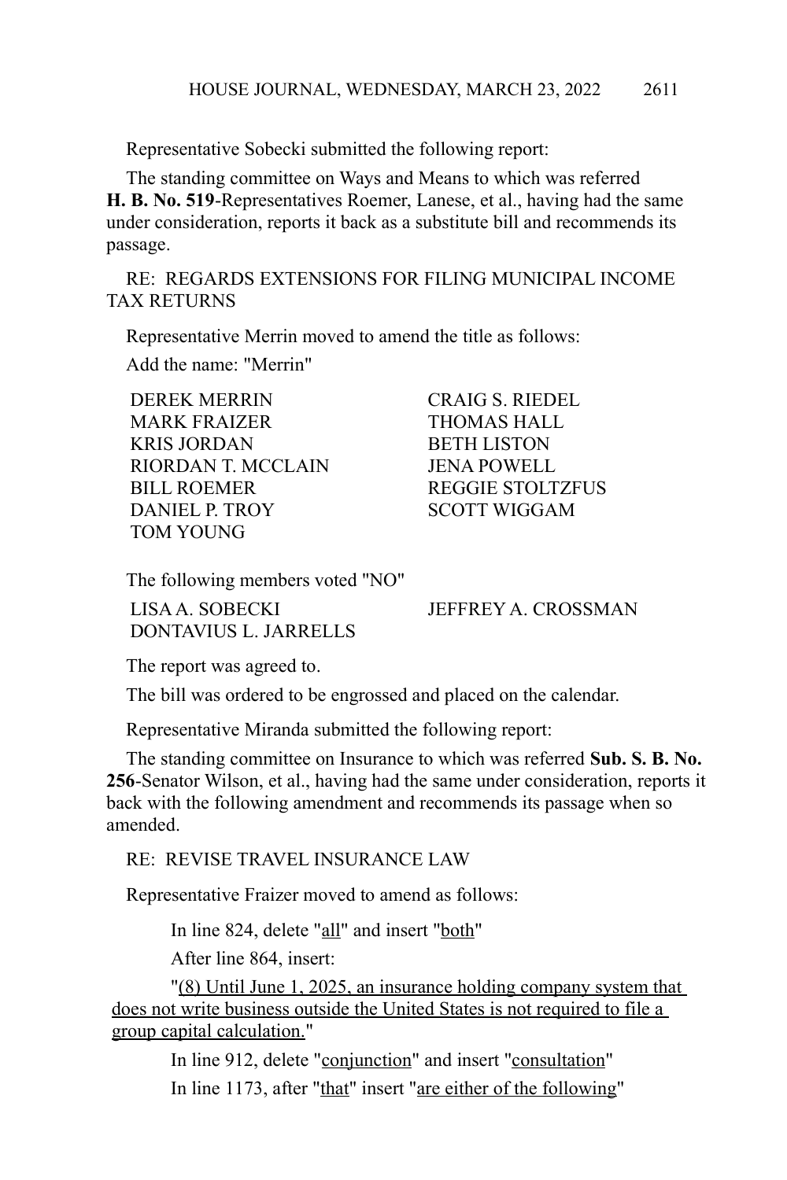Representative Sobecki submitted the following report:

The standing committee on Ways and Means to which was referred **H. B. No. 519**-Representatives Roemer, Lanese, et al., having had the same under consideration, reports it back as a substitute bill and recommends its passage.

RE: REGARDS EXTENSIONS FOR FILING MUNICIPAL INCOME TAX RETURNS

Representative Merrin moved to amend the title as follows:

Add the name: "Merrin"

| | |
|---|---|
| DEREK MERRIN | CRAIG S. RIEDEL |
| MARK FRAIZER | THOMAS HALL |
| KRIS JORDAN | BETH LISTON |
| RIORDAN T. MCCLAIN | JENA POWELL |
| BILL ROEMER | REGGIE STOLTZFUS |
| DANIEL P. TROY | SCOTT WIGGAM |
| TOM YOUNG | |

The following members voted "NO"

| | |
|---|---|
| LISA A. SOBECKI | JEFFREY A. CROSSMAN |
| DONTAVIUS L. JARRELLS | |

The report was agreed to.

The bill was ordered to be engrossed and placed on the calendar.

Representative Miranda submitted the following report:

The standing committee on Insurance to which was referred **Sub. S. B. No. 256**-Senator Wilson, et al., having had the same under consideration, reports it back with the following amendment and recommends its passage when so amended.

RE: REVISE TRAVEL INSURANCE LAW

Representative Fraizer moved to amend as follows:

In line 824, delete "<u>all</u>" and insert "<u>both</u>"

After line 864, insert:

"<u>(8) Until June 1, 2025, an insurance holding company system that does not write business outside the United States is not required to file a group capital calculation.</u>"

In line 912, delete "<u>conjunction</u>" and insert "<u>consultation</u>"

In line 1173, after "<u>that</u>" insert "<u>are either of the following</u>"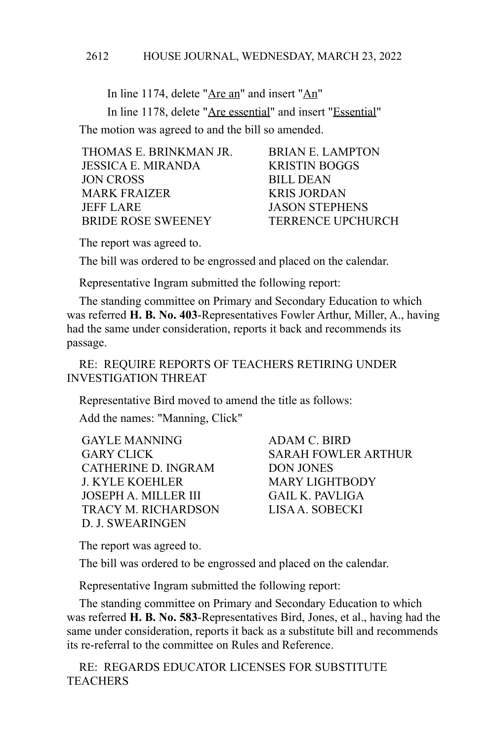In line 1174, delete "<u>Are an</u>" and insert "<u>An</u>"

In line 1178, delete "<u>Are essential</u>" and insert "<u>Essential</u>"

The motion was agreed to and the bill so amended.

| | |
|---|---|
| THOMAS E. BRINKMAN JR. | BRIAN E. LAMPTON |
| JESSICA E. MIRANDA | KRISTIN BOGGS |
| JON CROSS | BILL DEAN |
| MARK FRAIZER | KRIS JORDAN |
| JEFF LARE | JASON STEPHENS |
| BRIDE ROSE SWEENEY | TERRENCE UPCHURCH |

The report was agreed to.

The bill was ordered to be engrossed and placed on the calendar.

Representative Ingram submitted the following report:

The standing committee on Primary and Secondary Education to which was referred **H. B. No. 403**-Representatives Fowler Arthur, Miller, A., having had the same under consideration, reports it back and recommends its passage.

RE: REQUIRE REPORTS OF TEACHERS RETIRING UNDER INVESTIGATION THREAT

Representative Bird moved to amend the title as follows:

Add the names: "Manning, Click"

| | |
|---|---|
| GAYLE MANNING | ADAM C. BIRD |
| GARY CLICK | SARAH FOWLER ARTHUR |
| CATHERINE D. INGRAM | DON JONES |
| J. KYLE KOEHLER | MARY LIGHTBODY |
| JOSEPH A. MILLER III | GAIL K. PAVLIGA |
| TRACY M. RICHARDSON | LISA A. SOBECKI |
| D. J. SWEARINGEN | |

The report was agreed to.

The bill was ordered to be engrossed and placed on the calendar.

Representative Ingram submitted the following report:

The standing committee on Primary and Secondary Education to which was referred **H. B. No. 583**-Representatives Bird, Jones, et al., having had the same under consideration, reports it back as a substitute bill and recommends its re-referral to the committee on Rules and Reference.

RE: REGARDS EDUCATOR LICENSES FOR SUBSTITUTE TEACHERS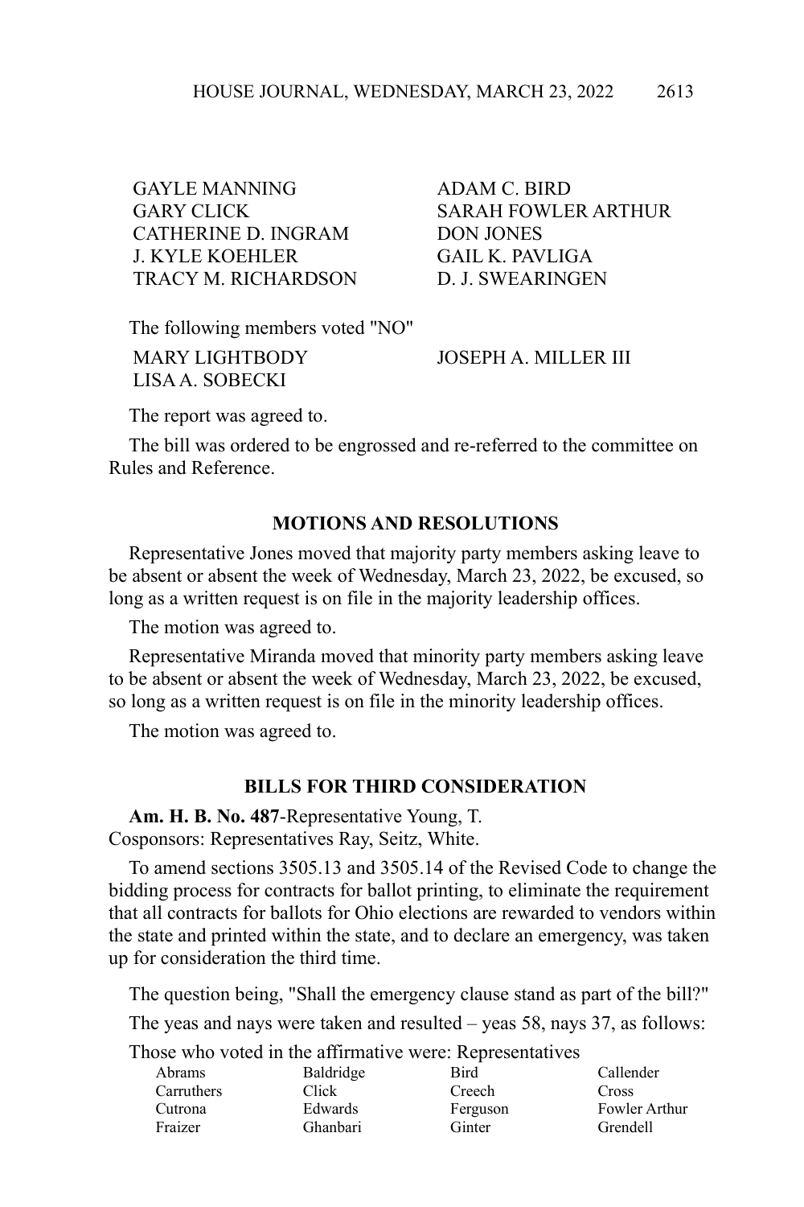| | |
|---|---|
| GAYLE MANNING | ADAM C. BIRD |
| GARY CLICK | SARAH FOWLER ARTHUR |
| CATHERINE D. INGRAM | DON JONES |
| J. KYLE KOEHLER | GAIL K. PAVLIGA |
| TRACY M. RICHARDSON | D. J. SWEARINGEN |

The following members voted "NO"

| | |
|---|---|
| MARY LIGHTBODY | JOSEPH A. MILLER III |
| LISA A. SOBECKI | |

The report was agreed to.

The bill was ordered to be engrossed and re-referred to the committee on Rules and Reference.

## MOTIONS AND RESOLUTIONS

Representative Jones moved that majority party members asking leave to be absent or absent the week of Wednesday, March 23, 2022, be excused, so long as a written request is on file in the majority leadership offices.

The motion was agreed to.

Representative Miranda moved that minority party members asking leave to be absent or absent the week of Wednesday, March 23, 2022, be excused, so long as a written request is on file in the minority leadership offices.

The motion was agreed to.

## BILLS FOR THIRD CONSIDERATION

**Am. H. B. No. 487**-Representative Young, T.
Cosponsors: Representatives Ray, Seitz, White.

To amend sections 3505.13 and 3505.14 of the Revised Code to change the bidding process for contracts for ballot printing, to eliminate the requirement that all contracts for ballots for Ohio elections are rewarded to vendors within the state and printed within the state, and to declare an emergency, was taken up for consideration the third time.

The question being, "Shall the emergency clause stand as part of the bill?"

The yeas and nays were taken and resulted – yeas 58, nays 37, as follows:

Those who voted in the affirmative were: Representatives

| | | | |
|---|---|---|---|
| Abrams | Baldridge | Bird | Callender |
| Carruthers | Click | Creech | Cross |
| Cutrona | Edwards | Ferguson | Fowler Arthur |
| Fraizer | Ghanbari | Ginter | Grendell |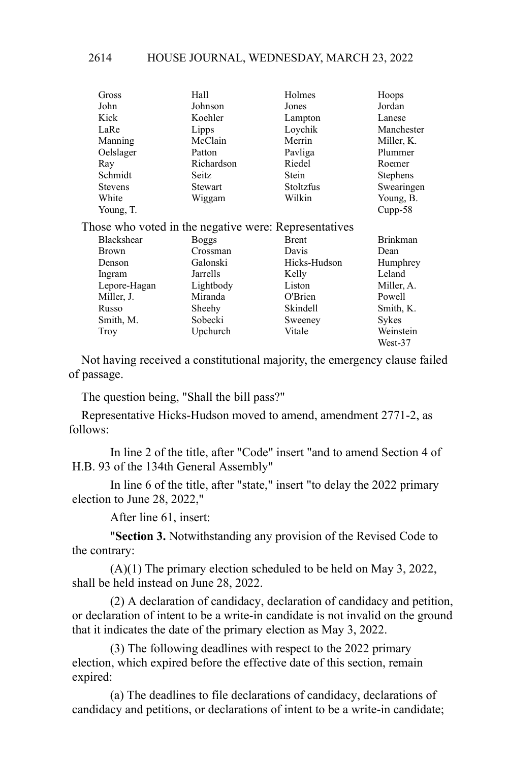| | | | |
|---|---|---|---|
| Gross | Hall | Holmes | Hoops |
| John | Johnson | Jones | Jordan |
| Kick | Koehler | Lampton | Lanese |
| LaRe | Lipps | Loychik | Manchester |
| Manning | McClain | Merrin | Miller, K. |
| Oelslager | Patton | Pavliga | Plummer |
| Ray | Richardson | Riedel | Roemer |
| Schmidt | Seitz | Stein | Stephens |
| Stevens | Stewart | Stoltzfus | Swearingen |
| White | Wiggam | Wilkin | Young, B. |
| Young, T. | | | Cupp-58 |

Those who voted in the negative were: Representatives

| | | | |
|---|---|---|---|
| Blackshear | Boggs | Brent | Brinkman |
| Brown | Crossman | Davis | Dean |
| Denson | Galonski | Hicks-Hudson | Humphrey |
| Ingram | Jarrells | Kelly | Leland |
| Lepore-Hagan | Lightbody | Liston | Miller, A. |
| Miller, J. | Miranda | O'Brien | Powell |
| Russo | Sheehy | Skindell | Smith, K. |
| Smith, M. | Sobecki | Sweeney | Sykes |
| Troy | Upchurch | Vitale | Weinstein |
| | | | West-37 |

Not having received a constitutional majority, the emergency clause failed of passage.

The question being, "Shall the bill pass?"

Representative Hicks-Hudson moved to amend, amendment 2771-2, as follows:

In line 2 of the title, after "Code" insert "and to amend Section 4 of H.B. 93 of the 134th General Assembly"

In line 6 of the title, after "state," insert "to delay the 2022 primary election to June 28, 2022,"

After line 61, insert:

"**Section 3.** Notwithstanding any provision of the Revised Code to the contrary:

(A)(1) The primary election scheduled to be held on May 3, 2022, shall be held instead on June 28, 2022.

(2) A declaration of candidacy, declaration of candidacy and petition, or declaration of intent to be a write-in candidate is not invalid on the ground that it indicates the date of the primary election as May 3, 2022.

(3) The following deadlines with respect to the 2022 primary election, which expired before the effective date of this section, remain expired:

(a) The deadlines to file declarations of candidacy, declarations of candidacy and petitions, or declarations of intent to be a write-in candidate;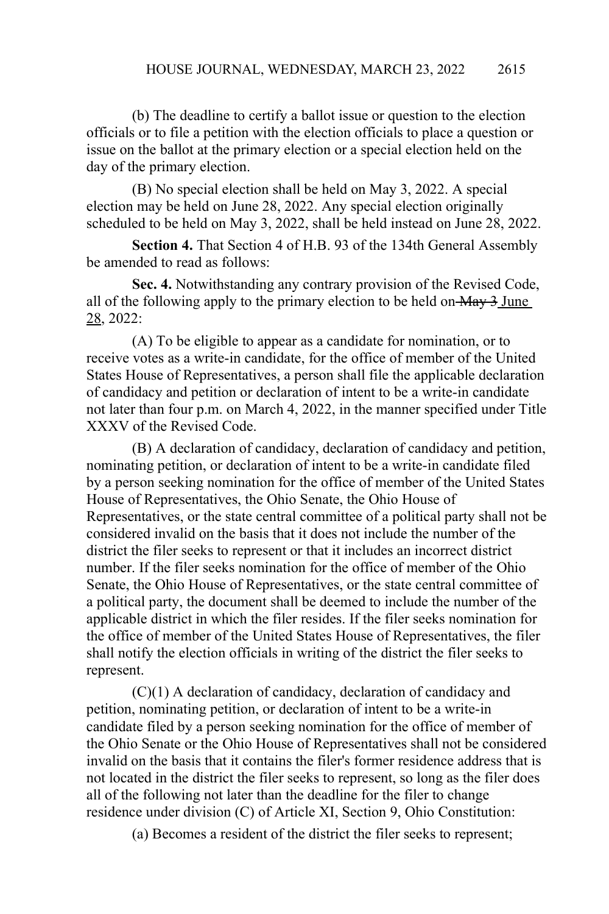(b) The deadline to certify a ballot issue or question to the election officials or to file a petition with the election officials to place a question or issue on the ballot at the primary election or a special election held on the day of the primary election.

(B) No special election shall be held on May 3, 2022. A special election may be held on June 28, 2022. Any special election originally scheduled to be held on May 3, 2022, shall be held instead on June 28, 2022.

**Section 4.** That Section 4 of H.B. 93 of the 134th General Assembly be amended to read as follows:

**Sec. 4.** Notwithstanding any contrary provision of the Revised Code, all of the following apply to the primary election to be held on ~~May 3~~ June 28, 2022:

(A) To be eligible to appear as a candidate for nomination, or to receive votes as a write-in candidate, for the office of member of the United States House of Representatives, a person shall file the applicable declaration of candidacy and petition or declaration of intent to be a write-in candidate not later than four p.m. on March 4, 2022, in the manner specified under Title XXXV of the Revised Code.

(B) A declaration of candidacy, declaration of candidacy and petition, nominating petition, or declaration of intent to be a write-in candidate filed by a person seeking nomination for the office of member of the United States House of Representatives, the Ohio Senate, the Ohio House of Representatives, or the state central committee of a political party shall not be considered invalid on the basis that it does not include the number of the district the filer seeks to represent or that it includes an incorrect district number. If the filer seeks nomination for the office of member of the Ohio Senate, the Ohio House of Representatives, or the state central committee of a political party, the document shall be deemed to include the number of the applicable district in which the filer resides. If the filer seeks nomination for the office of member of the United States House of Representatives, the filer shall notify the election officials in writing of the district the filer seeks to represent.

(C)(1) A declaration of candidacy, declaration of candidacy and petition, nominating petition, or declaration of intent to be a write-in candidate filed by a person seeking nomination for the office of member of the Ohio Senate or the Ohio House of Representatives shall not be considered invalid on the basis that it contains the filer's former residence address that is not located in the district the filer seeks to represent, so long as the filer does all of the following not later than the deadline for the filer to change residence under division (C) of Article XI, Section 9, Ohio Constitution:

(a) Becomes a resident of the district the filer seeks to represent;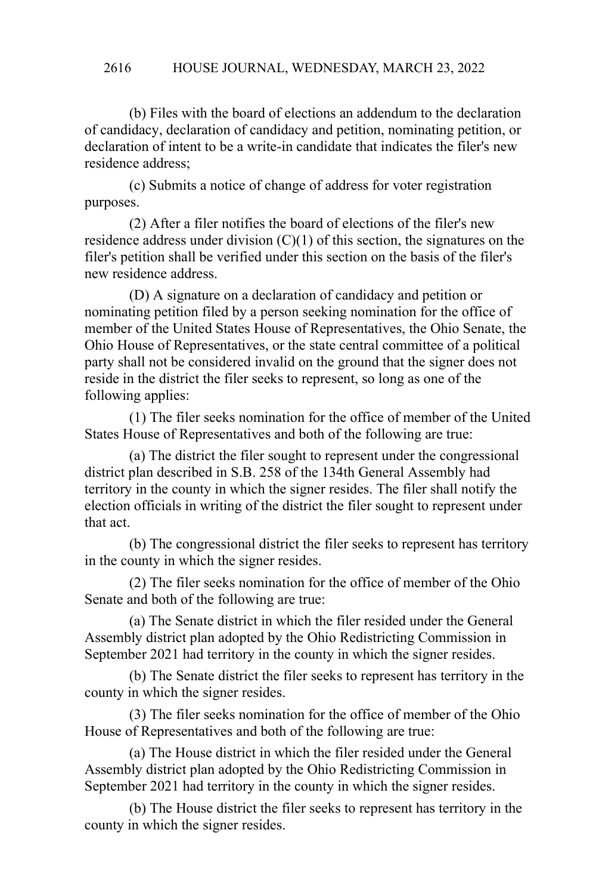(b) Files with the board of elections an addendum to the declaration of candidacy, declaration of candidacy and petition, nominating petition, or declaration of intent to be a write-in candidate that indicates the filer's new residence address;

(c) Submits a notice of change of address for voter registration purposes.

(2) After a filer notifies the board of elections of the filer's new residence address under division (C)(1) of this section, the signatures on the filer's petition shall be verified under this section on the basis of the filer's new residence address.

(D) A signature on a declaration of candidacy and petition or nominating petition filed by a person seeking nomination for the office of member of the United States House of Representatives, the Ohio Senate, the Ohio House of Representatives, or the state central committee of a political party shall not be considered invalid on the ground that the signer does not reside in the district the filer seeks to represent, so long as one of the following applies:

(1) The filer seeks nomination for the office of member of the United States House of Representatives and both of the following are true:

(a) The district the filer sought to represent under the congressional district plan described in S.B. 258 of the 134th General Assembly had territory in the county in which the signer resides. The filer shall notify the election officials in writing of the district the filer sought to represent under that act.

(b) The congressional district the filer seeks to represent has territory in the county in which the signer resides.

(2) The filer seeks nomination for the office of member of the Ohio Senate and both of the following are true:

(a) The Senate district in which the filer resided under the General Assembly district plan adopted by the Ohio Redistricting Commission in September 2021 had territory in the county in which the signer resides.

(b) The Senate district the filer seeks to represent has territory in the county in which the signer resides.

(3) The filer seeks nomination for the office of member of the Ohio House of Representatives and both of the following are true:

(a) The House district in which the filer resided under the General Assembly district plan adopted by the Ohio Redistricting Commission in September 2021 had territory in the county in which the signer resides.

(b) The House district the filer seeks to represent has territory in the county in which the signer resides.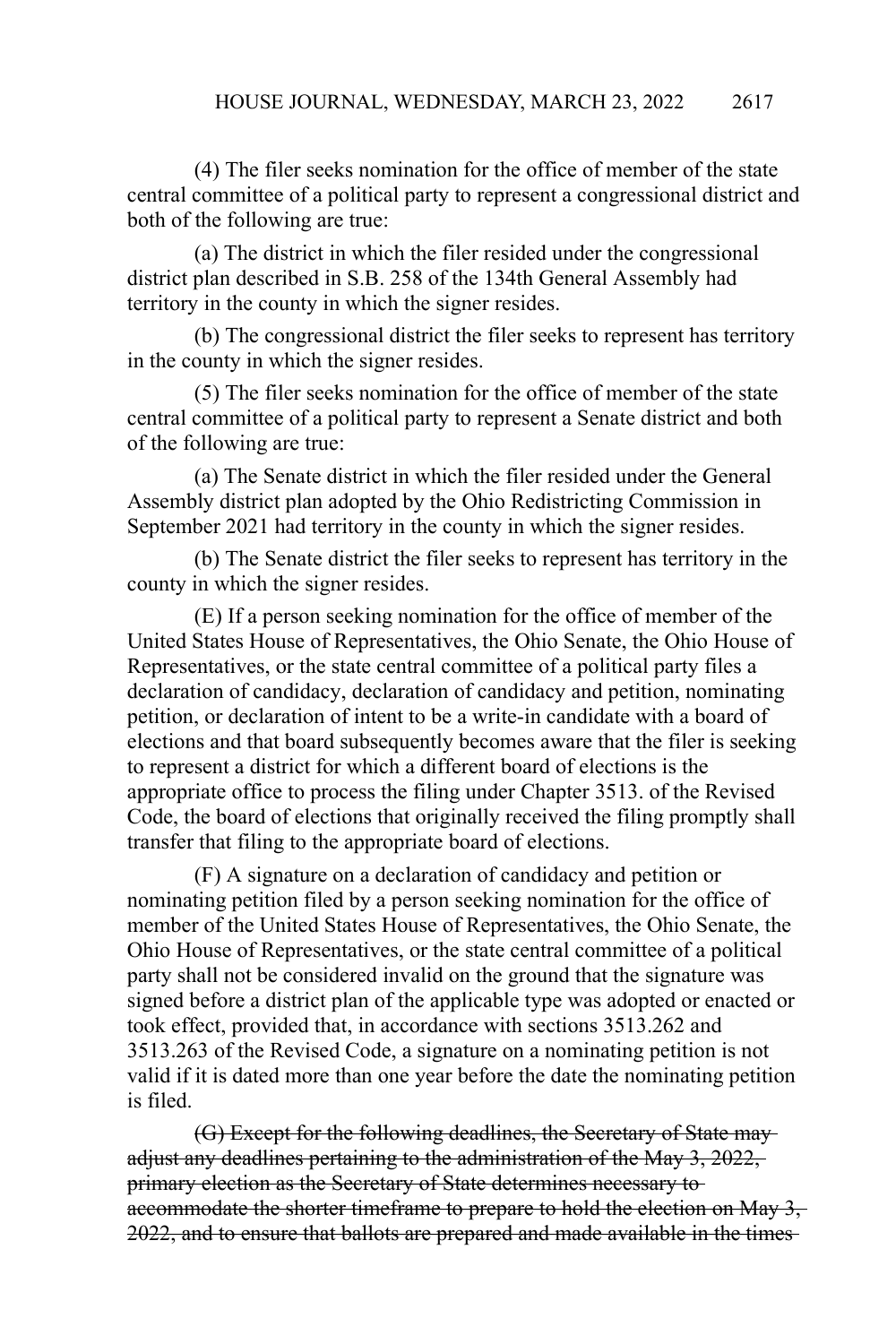(4) The filer seeks nomination for the office of member of the state central committee of a political party to represent a congressional district and both of the following are true:

(a) The district in which the filer resided under the congressional district plan described in S.B. 258 of the 134th General Assembly had territory in the county in which the signer resides.

(b) The congressional district the filer seeks to represent has territory in the county in which the signer resides.

(5) The filer seeks nomination for the office of member of the state central committee of a political party to represent a Senate district and both of the following are true:

(a) The Senate district in which the filer resided under the General Assembly district plan adopted by the Ohio Redistricting Commission in September 2021 had territory in the county in which the signer resides.

(b) The Senate district the filer seeks to represent has territory in the county in which the signer resides.

(E) If a person seeking nomination for the office of member of the United States House of Representatives, the Ohio Senate, the Ohio House of Representatives, or the state central committee of a political party files a declaration of candidacy, declaration of candidacy and petition, nominating petition, or declaration of intent to be a write-in candidate with a board of elections and that board subsequently becomes aware that the filer is seeking to represent a district for which a different board of elections is the appropriate office to process the filing under Chapter 3513. of the Revised Code, the board of elections that originally received the filing promptly shall transfer that filing to the appropriate board of elections.

(F) A signature on a declaration of candidacy and petition or nominating petition filed by a person seeking nomination for the office of member of the United States House of Representatives, the Ohio Senate, the Ohio House of Representatives, or the state central committee of a political party shall not be considered invalid on the ground that the signature was signed before a district plan of the applicable type was adopted or enacted or took effect, provided that, in accordance with sections 3513.262 and 3513.263 of the Revised Code, a signature on a nominating petition is not valid if it is dated more than one year before the date the nominating petition is filed.

~~(G) Except for the following deadlines, the Secretary of State may adjust any deadlines pertaining to the administration of the May 3, 2022, primary election as the Secretary of State determines necessary to accommodate the shorter timeframe to prepare to hold the election on May 3, 2022, and to ensure that ballots are prepared and made available in the times~~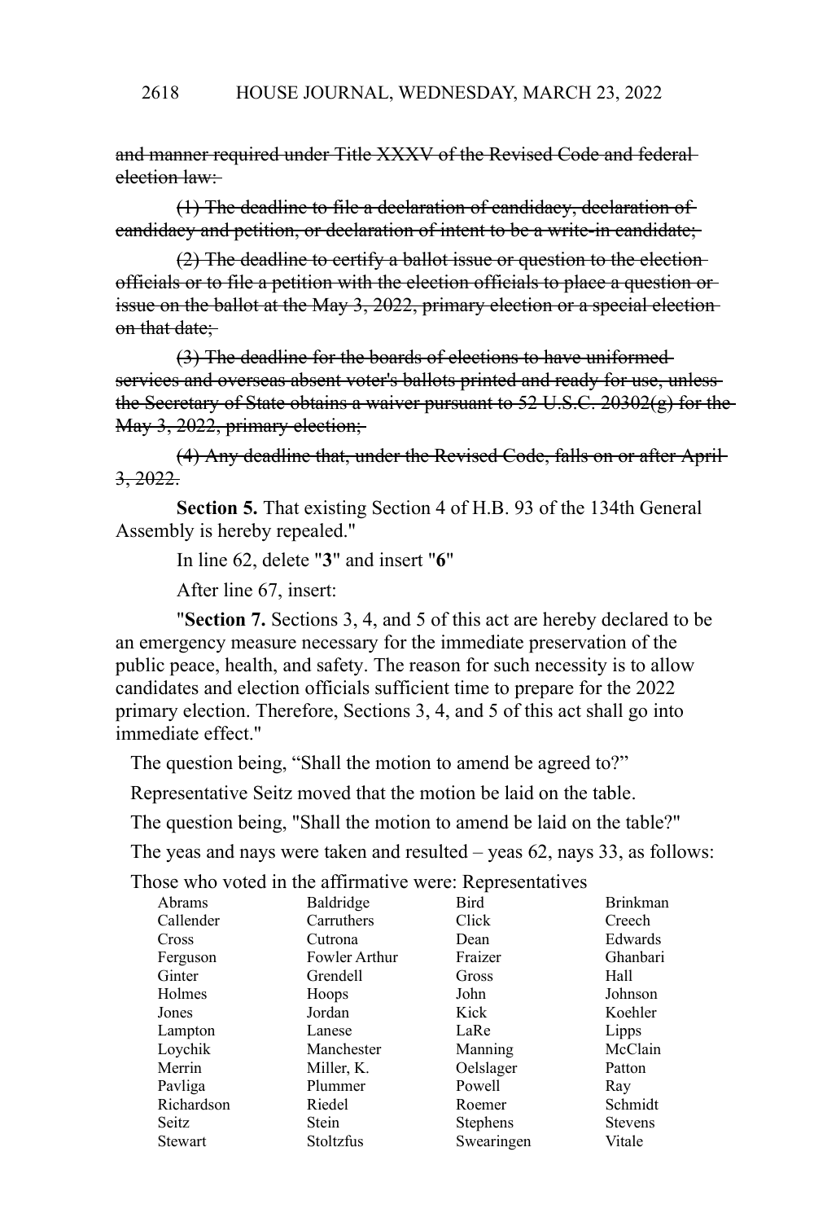~~and manner required under Title XXXV of the Revised Code and federal election law:~~

~~(1) The deadline to file a declaration of candidacy, declaration of candidacy and petition, or declaration of intent to be a write-in candidate;~~

~~(2) The deadline to certify a ballot issue or question to the election officials or to file a petition with the election officials to place a question or issue on the ballot at the May 3, 2022, primary election or a special election on that date;~~

~~(3) The deadline for the boards of elections to have uniformed services and overseas absent voter's ballots printed and ready for use, unless the Secretary of State obtains a waiver pursuant to 52 U.S.C. 20302(g) for the May 3, 2022, primary election;~~

~~(4) Any deadline that, under the Revised Code, falls on or after April 3, 2022.~~

**Section 5.** That existing Section 4 of H.B. 93 of the 134th General Assembly is hereby repealed."

In line 62, delete "**3**" and insert "**6**"

After line 67, insert:

"**Section 7.** Sections 3, 4, and 5 of this act are hereby declared to be an emergency measure necessary for the immediate preservation of the public peace, health, and safety. The reason for such necessity is to allow candidates and election officials sufficient time to prepare for the 2022 primary election. Therefore, Sections 3, 4, and 5 of this act shall go into immediate effect."

The question being, "Shall the motion to amend be agreed to?"

Representative Seitz moved that the motion be laid on the table.

The question being, "Shall the motion to amend be laid on the table?"

The yeas and nays were taken and resulted – yeas 62, nays 33, as follows:

Those who voted in the affirmative were: Representatives

| | | | |
|---|---|---|---|
| Abrams | Baldridge | Bird | Brinkman |
| Callender | Carruthers | Click | Creech |
| Cross | Cutrona | Dean | Edwards |
| Ferguson | Fowler Arthur | Fraizer | Ghanbari |
| Ginter | Grendell | Gross | Hall |
| Holmes | Hoops | John | Johnson |
| Jones | Jordan | Kick | Koehler |
| Lampton | Lanese | LaRe | Lipps |
| Loychik | Manchester | Manning | McClain |
| Merrin | Miller, K. | Oelslager | Patton |
| Pavliga | Plummer | Powell | Ray |
| Richardson | Riedel | Roemer | Schmidt |
| Seitz | Stein | Stephens | Stevens |
| Stewart | Stoltzfus | Swearingen | Vitale |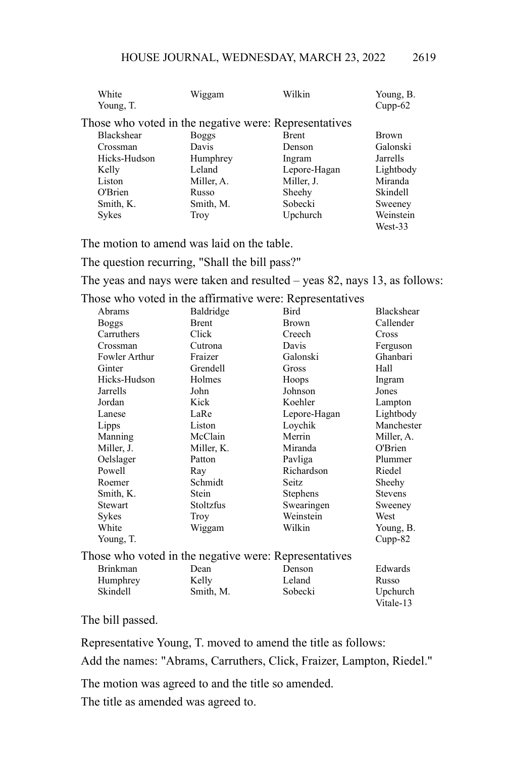| | | | |
|---|---|---|---|
| White | Wiggam | Wilkin | Young, B. |
| Young, T. | | | Cupp-62 |

Those who voted in the negative were: Representatives

| | | | |
|---|---|---|---|
| Blackshear | Boggs | Brent | Brown |
| Crossman | Davis | Denson | Galonski |
| Hicks-Hudson | Humphrey | Ingram | Jarrells |
| Kelly | Leland | Lepore-Hagan | Lightbody |
| Liston | Miller, A. | Miller, J. | Miranda |
| O'Brien | Russo | Sheehy | Skindell |
| Smith, K. | Smith, M. | Sobecki | Sweeney |
| Sykes | Troy | Upchurch | Weinstein |
| | | | West-33 |

The motion to amend was laid on the table.

The question recurring, "Shall the bill pass?"

The yeas and nays were taken and resulted – yeas 82, nays 13, as follows:

Those who voted in the affirmative were: Representatives

| | | | |
|---|---|---|---|
| Abrams | Baldridge | Bird | Blackshear |
| Boggs | Brent | Brown | Callender |
| Carruthers | Click | Creech | Cross |
| Crossman | Cutrona | Davis | Ferguson |
| Fowler Arthur | Fraizer | Galonski | Ghanbari |
| Ginter | Grendell | Gross | Hall |
| Hicks-Hudson | Holmes | Hoops | Ingram |
| Jarrells | John | Johnson | Jones |
| Jordan | Kick | Koehler | Lampton |
| Lanese | LaRe | Lepore-Hagan | Lightbody |
| Lipps | Liston | Loychik | Manchester |
| Manning | McClain | Merrin | Miller, A. |
| Miller, J. | Miller, K. | Miranda | O'Brien |
| Oelslager | Patton | Pavliga | Plummer |
| Powell | Ray | Richardson | Riedel |
| Roemer | Schmidt | Seitz | Sheehy |
| Smith, K. | Stein | Stephens | Stevens |
| Stewart | Stoltzfus | Swearingen | Sweeney |
| Sykes | Troy | Weinstein | West |
| White | Wiggam | Wilkin | Young, B. |
| Young, T. | | | Cupp-82 |

Those who voted in the negative were: Representatives

| | | | |
|---|---|---|---|
| Brinkman | Dean | Denson | Edwards |
| Humphrey | Kelly | Leland | Russo |
| Skindell | Smith, M. | Sobecki | Upchurch |
| | | | Vitale-13 |

The bill passed.

Representative Young, T. moved to amend the title as follows:

Add the names: "Abrams, Carruthers, Click, Fraizer, Lampton, Riedel."

The motion was agreed to and the title so amended.

The title as amended was agreed to.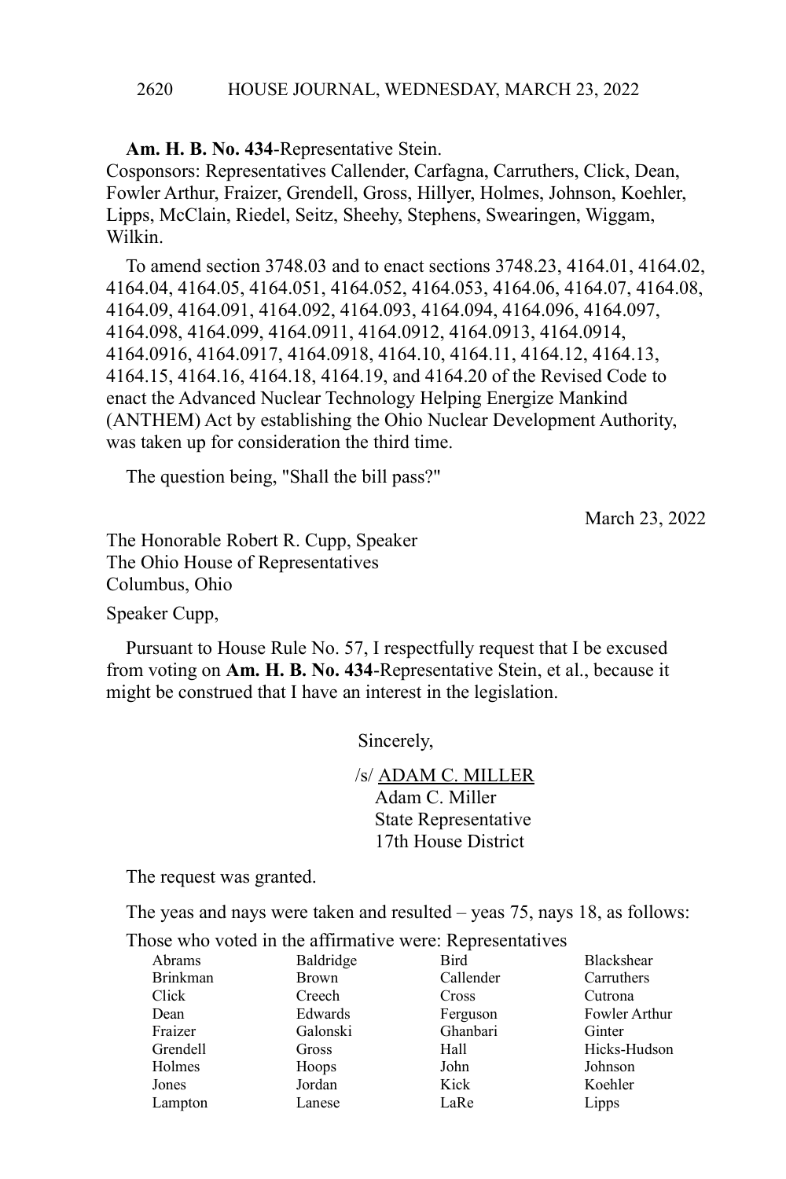**Am. H. B. No. 434**-Representative Stein.
Cosponsors: Representatives Callender, Carfagna, Carruthers, Click, Dean, Fowler Arthur, Fraizer, Grendell, Gross, Hillyer, Holmes, Johnson, Koehler, Lipps, McClain, Riedel, Seitz, Sheehy, Stephens, Swearingen, Wiggam, Wilkin.

To amend section 3748.03 and to enact sections 3748.23, 4164.01, 4164.02, 4164.04, 4164.05, 4164.051, 4164.052, 4164.053, 4164.06, 4164.07, 4164.08, 4164.09, 4164.091, 4164.092, 4164.093, 4164.094, 4164.096, 4164.097, 4164.098, 4164.099, 4164.0911, 4164.0912, 4164.0913, 4164.0914, 4164.0916, 4164.0917, 4164.0918, 4164.10, 4164.11, 4164.12, 4164.13, 4164.15, 4164.16, 4164.18, 4164.19, and 4164.20 of the Revised Code to enact the Advanced Nuclear Technology Helping Energize Mankind (ANTHEM) Act by establishing the Ohio Nuclear Development Authority, was taken up for consideration the third time.

The question being, "Shall the bill pass?"

March 23, 2022

The Honorable Robert R. Cupp, Speaker
The Ohio House of Representatives
Columbus, Ohio

Speaker Cupp,

Pursuant to House Rule No. 57, I respectfully request that I be excused from voting on **Am. H. B. No. 434**-Representative Stein, et al., because it might be construed that I have an interest in the legislation.

Sincerely,

/s/ ADAM C. MILLER
Adam C. Miller
State Representative
17th House District

The request was granted.

The yeas and nays were taken and resulted – yeas 75, nays 18, as follows:

Those who voted in the affirmative were: Representatives

| | | | |
|---|---|---|---|
| Abrams | Baldridge | Bird | Blackshear |
| Brinkman | Brown | Callender | Carruthers |
| Click | Creech | Cross | Cutrona |
| Dean | Edwards | Ferguson | Fowler Arthur |
| Fraizer | Galonski | Ghanbari | Ginter |
| Grendell | Gross | Hall | Hicks-Hudson |
| Holmes | Hoops | John | Johnson |
| Jones | Jordan | Kick | Koehler |
| Lampton | Lanese | LaRe | Lipps |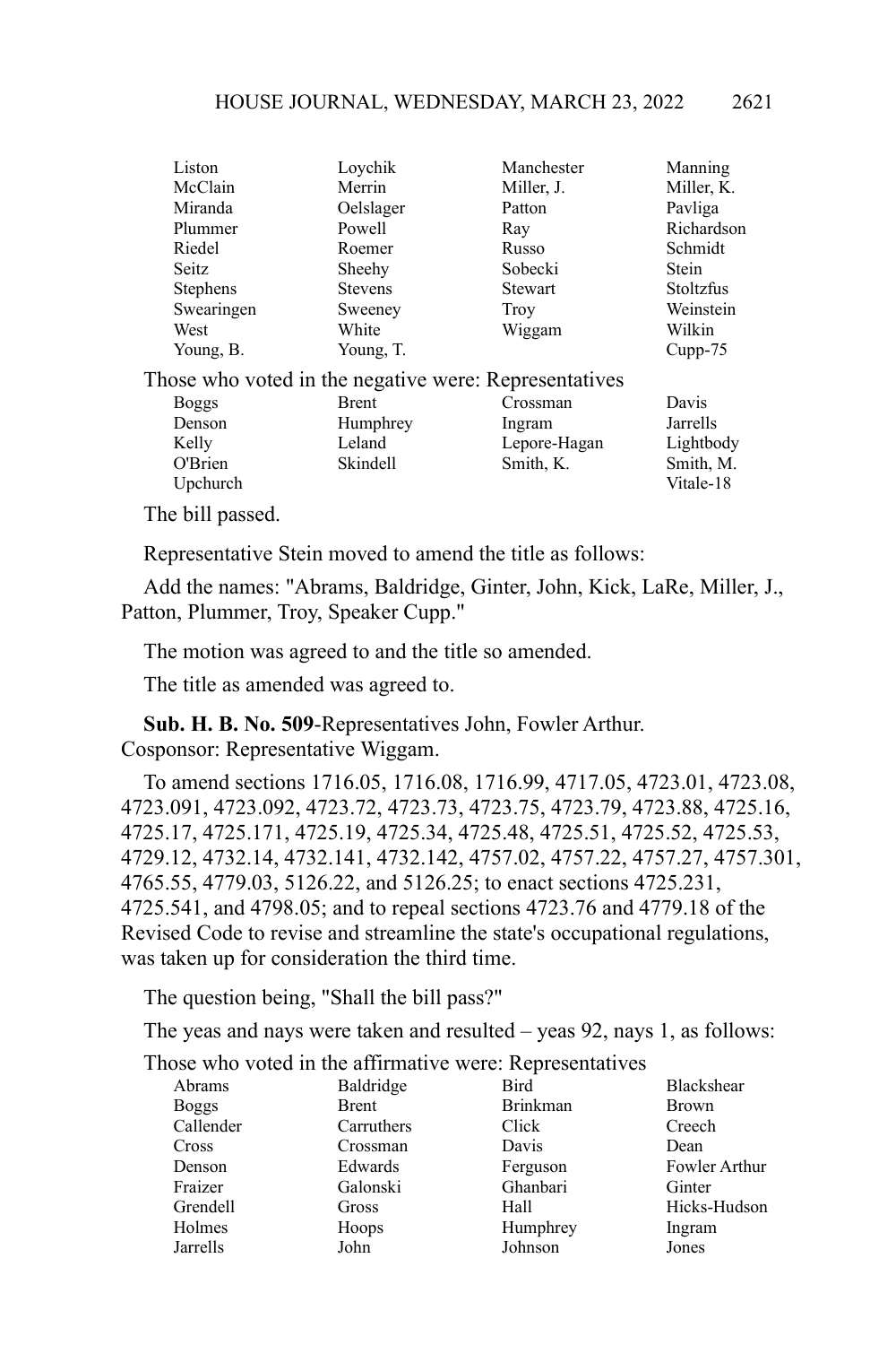| | | | |
|---|---|---|---|
| Liston | Loychik | Manchester | Manning |
| McClain | Merrin | Miller, J. | Miller, K. |
| Miranda | Oelslager | Patton | Pavliga |
| Plummer | Powell | Ray | Richardson |
| Riedel | Roemer | Russo | Schmidt |
| Seitz | Sheehy | Sobecki | Stein |
| Stephens | Stevens | Stewart | Stoltzfus |
| Swearingen | Sweeney | Troy | Weinstein |
| West | White | Wiggam | Wilkin |
| Young, B. | Young, T. | | Cupp-75 |

Those who voted in the negative were: Representatives

| | | | |
|---|---|---|---|
| Boggs | Brent | Crossman | Davis |
| Denson | Humphrey | Ingram | Jarrells |
| Kelly | Leland | Lepore-Hagan | Lightbody |
| O'Brien | Skindell | Smith, K. | Smith, M. |
| Upchurch | | | Vitale-18 |

The bill passed.

Representative Stein moved to amend the title as follows:

Add the names: "Abrams, Baldridge, Ginter, John, Kick, LaRe, Miller, J., Patton, Plummer, Troy, Speaker Cupp."

The motion was agreed to and the title so amended.

The title as amended was agreed to.

**Sub. H. B. No. 509**-Representatives John, Fowler Arthur.
Cosponsor: Representative Wiggam.

To amend sections 1716.05, 1716.08, 1716.99, 4717.05, 4723.01, 4723.08, 4723.091, 4723.092, 4723.72, 4723.73, 4723.75, 4723.79, 4723.88, 4725.16, 4725.17, 4725.171, 4725.19, 4725.34, 4725.48, 4725.51, 4725.52, 4725.53, 4729.12, 4732.14, 4732.141, 4732.142, 4757.02, 4757.22, 4757.27, 4757.301, 4765.55, 4779.03, 5126.22, and 5126.25; to enact sections 4725.231, 4725.541, and 4798.05; and to repeal sections 4723.76 and 4779.18 of the Revised Code to revise and streamline the state's occupational regulations, was taken up for consideration the third time.

The question being, "Shall the bill pass?"

The yeas and nays were taken and resulted – yeas 92, nays 1, as follows:

Those who voted in the affirmative were: Representatives

| | | | |
|---|---|---|---|
| Abrams | Baldridge | Bird | Blackshear |
| Boggs | Brent | Brinkman | Brown |
| Callender | Carruthers | Click | Creech |
| Cross | Crossman | Davis | Dean |
| Denson | Edwards | Ferguson | Fowler Arthur |
| Fraizer | Galonski | Ghanbari | Ginter |
| Grendell | Gross | Hall | Hicks-Hudson |
| Holmes | Hoops | Humphrey | Ingram |
| Jarrells | John | Johnson | Jones |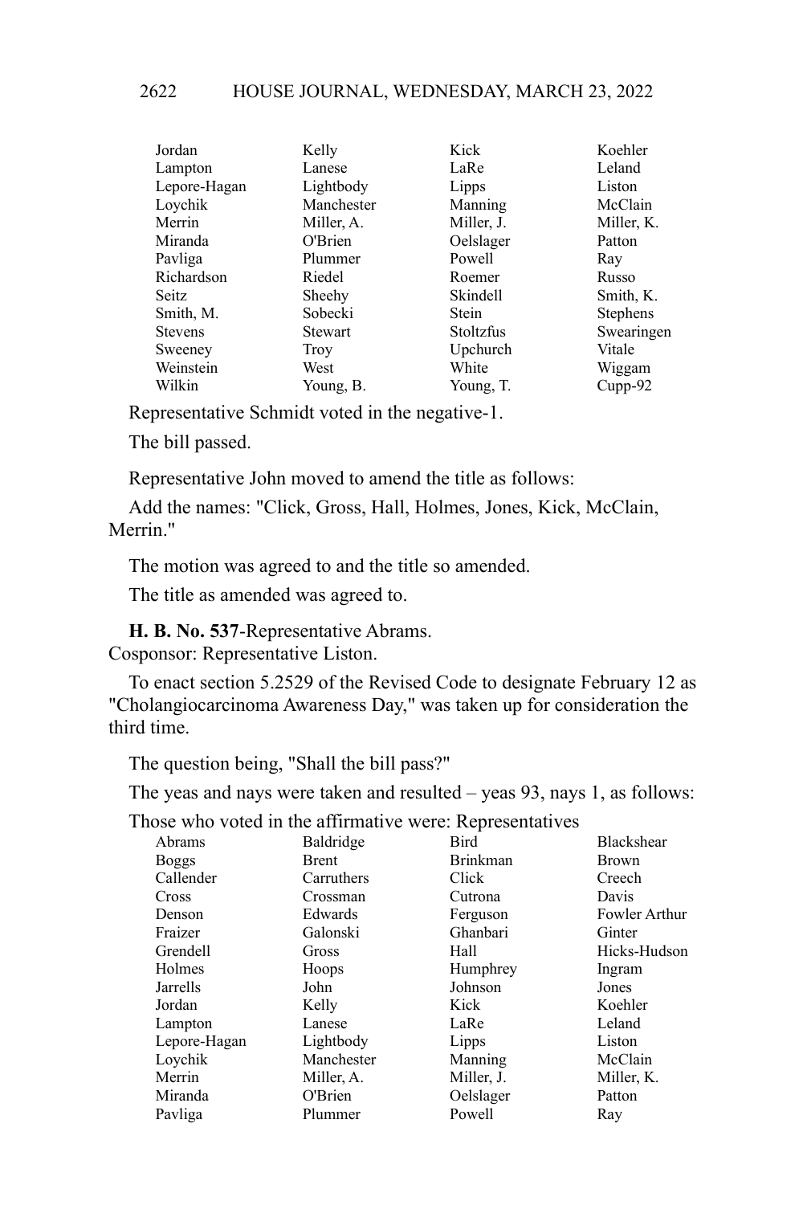| | | | |
|---|---|---|---|
| Jordan | Kelly | Kick | Koehler |
| Lampton | Lanese | LaRe | Leland |
| Lepore-Hagan | Lightbody | Lipps | Liston |
| Loychik | Manchester | Manning | McClain |
| Merrin | Miller, A. | Miller, J. | Miller, K. |
| Miranda | O'Brien | Oelslager | Patton |
| Pavliga | Plummer | Powell | Ray |
| Richardson | Riedel | Roemer | Russo |
| Seitz | Sheehy | Skindell | Smith, K. |
| Smith, M. | Sobecki | Stein | Stephens |
| Stevens | Stewart | Stoltzfus | Swearingen |
| Sweeney | Troy | Upchurch | Vitale |
| Weinstein | West | White | Wiggam |
| Wilkin | Young, B. | Young, T. | Cupp-92 |

Representative Schmidt voted in the negative-1.

The bill passed.

Representative John moved to amend the title as follows:

Add the names: "Click, Gross, Hall, Holmes, Jones, Kick, McClain, Merrin."

The motion was agreed to and the title so amended.

The title as amended was agreed to.

**H. B. No. 537**-Representative Abrams.
Cosponsor: Representative Liston.

To enact section 5.2529 of the Revised Code to designate February 12 as "Cholangiocarcinoma Awareness Day," was taken up for consideration the third time.

The question being, "Shall the bill pass?"

The yeas and nays were taken and resulted – yeas 93, nays 1, as follows:

Those who voted in the affirmative were: Representatives

| | | | |
|---|---|---|---|
| Abrams | Baldridge | Bird | Blackshear |
| Boggs | Brent | Brinkman | Brown |
| Callender | Carruthers | Click | Creech |
| Cross | Crossman | Cutrona | Davis |
| Denson | Edwards | Ferguson | Fowler Arthur |
| Fraizer | Galonski | Ghanbari | Ginter |
| Grendell | Gross | Hall | Hicks-Hudson |
| Holmes | Hoops | Humphrey | Ingram |
| Jarrells | John | Johnson | Jones |
| Jordan | Kelly | Kick | Koehler |
| Lampton | Lanese | LaRe | Leland |
| Lepore-Hagan | Lightbody | Lipps | Liston |
| Loychik | Manchester | Manning | McClain |
| Merrin | Miller, A. | Miller, J. | Miller, K. |
| Miranda | O'Brien | Oelslager | Patton |
| Pavliga | Plummer | Powell | Ray |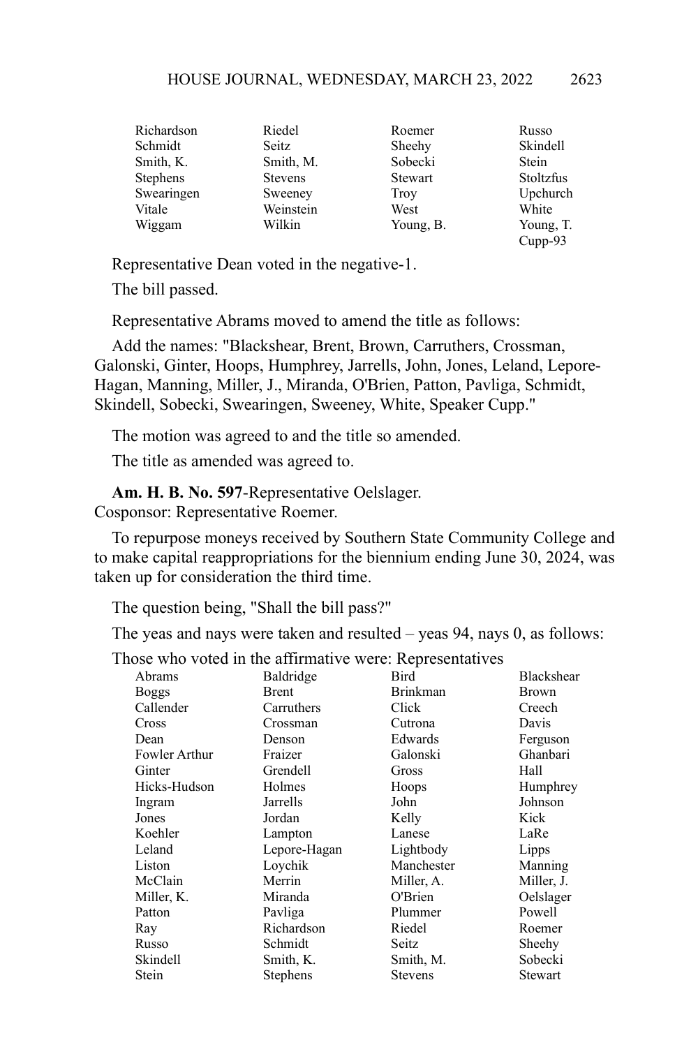| | | | |
|---|---|---|---|
| Richardson | Riedel | Roemer | Russo |
| Schmidt | Seitz | Sheehy | Skindell |
| Smith, K. | Smith, M. | Sobecki | Stein |
| Stephens | Stevens | Stewart | Stoltzfus |
| Swearingen | Sweeney | Troy | Upchurch |
| Vitale | Weinstein | West | White |
| Wiggam | Wilkin | Young, B. | Young, T. |
| | | | Cupp-93 |

Representative Dean voted in the negative-1.

The bill passed.

Representative Abrams moved to amend the title as follows:

Add the names: "Blackshear, Brent, Brown, Carruthers, Crossman, Galonski, Ginter, Hoops, Humphrey, Jarrells, John, Jones, Leland, Lepore-Hagan, Manning, Miller, J., Miranda, O'Brien, Patton, Pavliga, Schmidt, Skindell, Sobecki, Swearingen, Sweeney, White, Speaker Cupp."

The motion was agreed to and the title so amended.

The title as amended was agreed to.

**Am. H. B. No. 597**-Representative Oelslager.
Cosponsor: Representative Roemer.

To repurpose moneys received by Southern State Community College and to make capital reappropriations for the biennium ending June 30, 2024, was taken up for consideration the third time.

The question being, "Shall the bill pass?"

The yeas and nays were taken and resulted – yeas 94, nays 0, as follows:

Those who voted in the affirmative were: Representatives

| | | | |
|---|---|---|---|
| Abrams | Baldridge | Bird | Blackshear |
| Boggs | Brent | Brinkman | Brown |
| Callender | Carruthers | Click | Creech |
| Cross | Crossman | Cutrona | Davis |
| Dean | Denson | Edwards | Ferguson |
| Fowler Arthur | Fraizer | Galonski | Ghanbari |
| Ginter | Grendell | Gross | Hall |
| Hicks-Hudson | Holmes | Hoops | Humphrey |
| Ingram | Jarrells | John | Johnson |
| Jones | Jordan | Kelly | Kick |
| Koehler | Lampton | Lanese | LaRe |
| Leland | Lepore-Hagan | Lightbody | Lipps |
| Liston | Loychik | Manchester | Manning |
| McClain | Merrin | Miller, A. | Miller, J. |
| Miller, K. | Miranda | O'Brien | Oelslager |
| Patton | Pavliga | Plummer | Powell |
| Ray | Richardson | Riedel | Roemer |
| Russo | Schmidt | Seitz | Sheehy |
| Skindell | Smith, K. | Smith, M. | Sobecki |
| Stein | Stephens | Stevens | Stewart |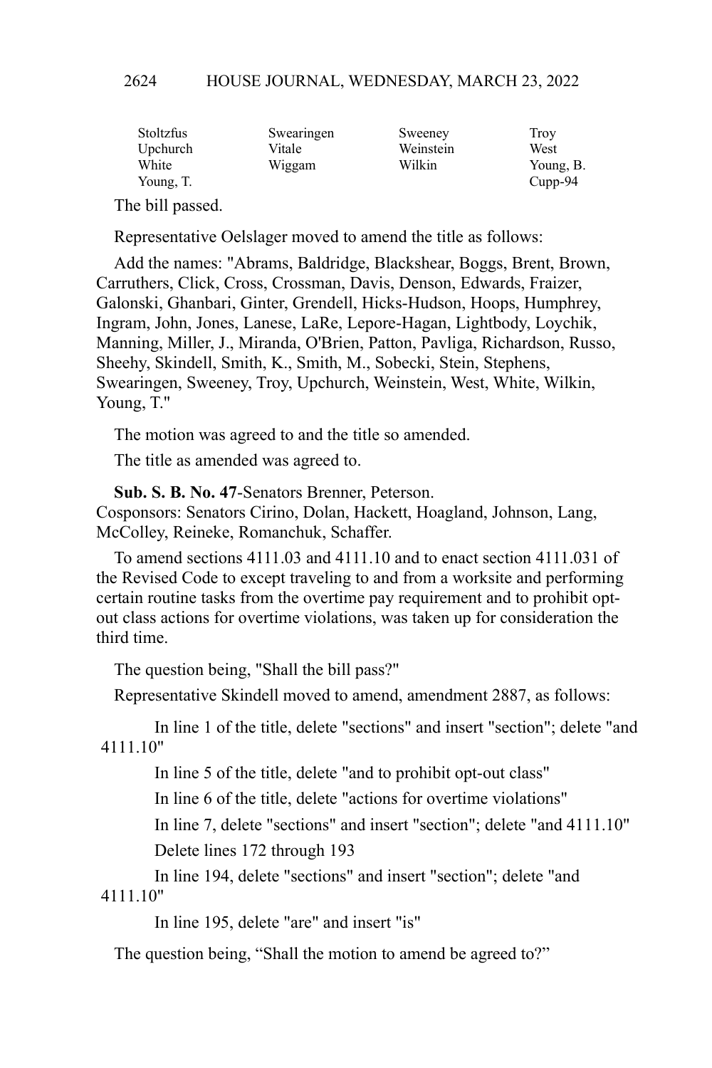| Stoltzfus | Swearingen | Sweeney | Troy |
|---|---|---|---|
| Upchurch | Vitale | Weinstein | West |
| White | Wiggam | Wilkin | Young, B. |
| Young, T. | | | Cupp-94 |

The bill passed.

Representative Oelslager moved to amend the title as follows:

Add the names: "Abrams, Baldridge, Blackshear, Boggs, Brent, Brown, Carruthers, Click, Cross, Crossman, Davis, Denson, Edwards, Fraizer, Galonski, Ghanbari, Ginter, Grendell, Hicks-Hudson, Hoops, Humphrey, Ingram, John, Jones, Lanese, LaRe, Lepore-Hagan, Lightbody, Loychik, Manning, Miller, J., Miranda, O'Brien, Patton, Pavliga, Richardson, Russo, Sheehy, Skindell, Smith, K., Smith, M., Sobecki, Stein, Stephens, Swearingen, Sweeney, Troy, Upchurch, Weinstein, West, White, Wilkin, Young, T."

The motion was agreed to and the title so amended.

The title as amended was agreed to.

**Sub. S. B. No. 47**-Senators Brenner, Peterson.
Cosponsors: Senators Cirino, Dolan, Hackett, Hoagland, Johnson, Lang, McColley, Reineke, Romanchuk, Schaffer.

To amend sections 4111.03 and 4111.10 and to enact section 4111.031 of the Revised Code to except traveling to and from a worksite and performing certain routine tasks from the overtime pay requirement and to prohibit opt-out class actions for overtime violations, was taken up for consideration the third time.

The question being, "Shall the bill pass?"

Representative Skindell moved to amend, amendment 2887, as follows:

In line 1 of the title, delete "sections" and insert "section"; delete "and 4111.10"

In line 5 of the title, delete "and to prohibit opt-out class"

In line 6 of the title, delete "actions for overtime violations"

In line 7, delete "sections" and insert "section"; delete "and 4111.10"

Delete lines 172 through 193

In line 194, delete "sections" and insert "section"; delete "and 4111.10"

In line 195, delete "are" and insert "is"

The question being, "Shall the motion to amend be agreed to?"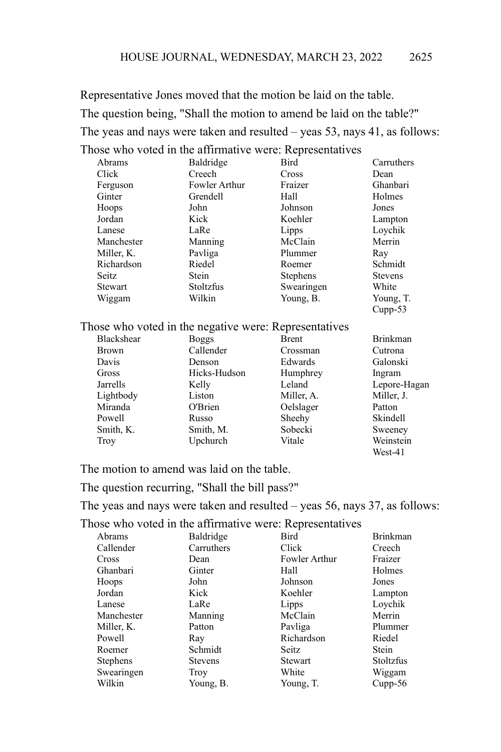Representative Jones moved that the motion be laid on the table.

The question being, "Shall the motion to amend be laid on the table?"

The yeas and nays were taken and resulted – yeas 53, nays 41, as follows:

Those who voted in the affirmative were: Representatives

| | | | |
|---|---|---|---|
| Abrams | Baldridge | Bird | Carruthers |
| Click | Creech | Cross | Dean |
| Ferguson | Fowler Arthur | Fraizer | Ghanbari |
| Ginter | Grendell | Hall | Holmes |
| Hoops | John | Johnson | Jones |
| Jordan | Kick | Koehler | Lampton |
| Lanese | LaRe | Lipps | Loychik |
| Manchester | Manning | McClain | Merrin |
| Miller, K. | Pavliga | Plummer | Ray |
| Richardson | Riedel | Roemer | Schmidt |
| Seitz | Stein | Stephens | Stevens |
| Stewart | Stoltzfus | Swearingen | White |
| Wiggam | Wilkin | Young, B. | Young, T. |
| | | | Cupp-53 |

Those who voted in the negative were: Representatives

| | | | |
|---|---|---|---|
| Blackshear | Boggs | Brent | Brinkman |
| Brown | Callender | Crossman | Cutrona |
| Davis | Denson | Edwards | Galonski |
| Gross | Hicks-Hudson | Humphrey | Ingram |
| Jarrells | Kelly | Leland | Lepore-Hagan |
| Lightbody | Liston | Miller, A. | Miller, J. |
| Miranda | O'Brien | Oelslager | Patton |
| Powell | Russo | Sheehy | Skindell |
| Smith, K. | Smith, M. | Sobecki | Sweeney |
| Troy | Upchurch | Vitale | Weinstein |
| | | | West-41 |

The motion to amend was laid on the table.

The question recurring, "Shall the bill pass?"

The yeas and nays were taken and resulted – yeas 56, nays 37, as follows:

Those who voted in the affirmative were: Representatives

| | | | |
|---|---|---|---|
| Abrams | Baldridge | Bird | Brinkman |
| Callender | Carruthers | Click | Creech |
| Cross | Dean | Fowler Arthur | Fraizer |
| Ghanbari | Ginter | Hall | Holmes |
| Hoops | John | Johnson | Jones |
| Jordan | Kick | Koehler | Lampton |
| Lanese | LaRe | Lipps | Loychik |
| Manchester | Manning | McClain | Merrin |
| Miller, K. | Patton | Pavliga | Plummer |
| Powell | Ray | Richardson | Riedel |
| Roemer | Schmidt | Seitz | Stein |
| Stephens | Stevens | Stewart | Stoltzfus |
| Swearingen | Troy | White | Wiggam |
| Wilkin | Young, B. | Young, T. | Cupp-56 |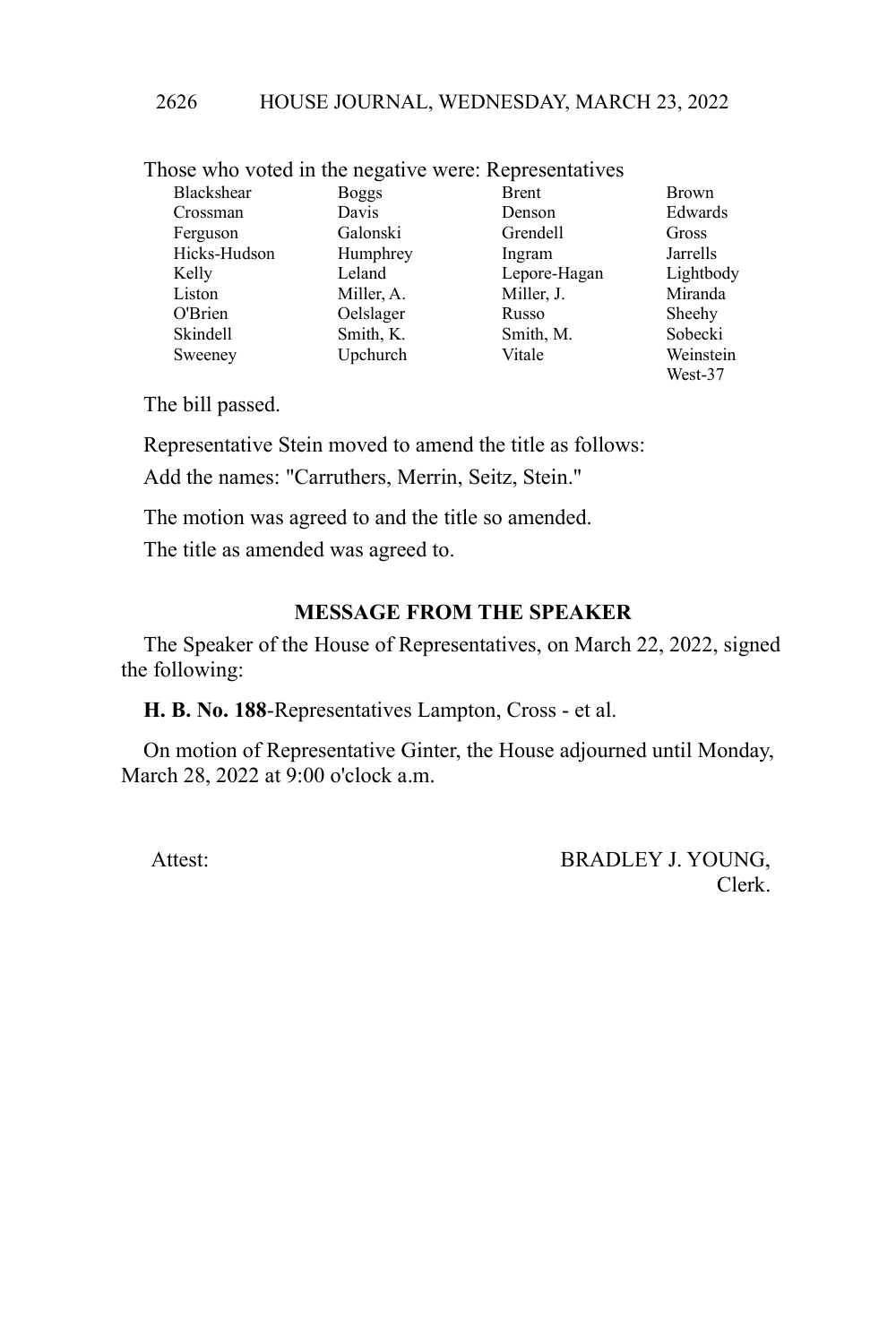Those who voted in the negative were: Representatives

| | | | |
|---|---|---|---|
| Blackshear | Boggs | Brent | Brown |
| Crossman | Davis | Denson | Edwards |
| Ferguson | Galonski | Grendell | Gross |
| Hicks-Hudson | Humphrey | Ingram | Jarrells |
| Kelly | Leland | Lepore-Hagan | Lightbody |
| Liston | Miller, A. | Miller, J. | Miranda |
| O'Brien | Oelslager | Russo | Sheehy |
| Skindell | Smith, K. | Smith, M. | Sobecki |
| Sweeney | Upchurch | Vitale | Weinstein |
| | | | West-37 |

The bill passed.

Representative Stein moved to amend the title as follows:

Add the names: "Carruthers, Merrin, Seitz, Stein."

The motion was agreed to and the title so amended.

The title as amended was agreed to.

## MESSAGE FROM THE SPEAKER

The Speaker of the House of Representatives, on March 22, 2022, signed the following:

**H. B. No. 188**-Representatives Lampton, Cross - et al.

On motion of Representative Ginter, the House adjourned until Monday, March 28, 2022 at 9:00 o'clock a.m.

Attest: BRADLEY J. YOUNG, Clerk.